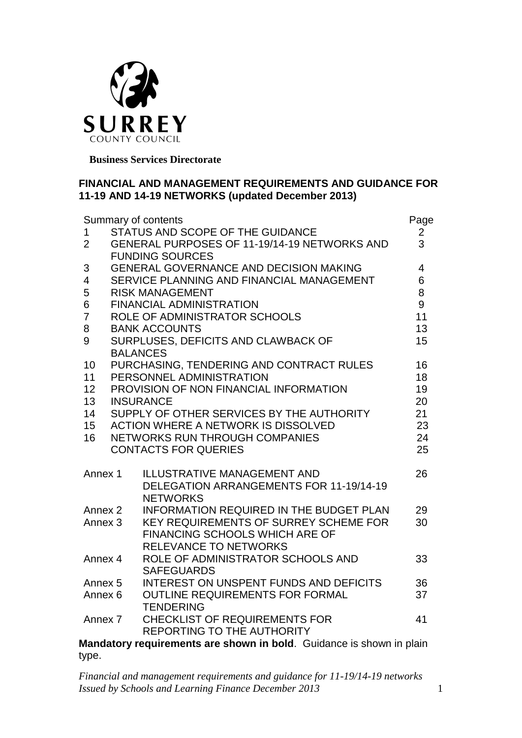SURREY
COUNTY COUNCIL

**Business Services Directorate**

# FINANCIAL AND MANAGEMENT REQUIREMENTS AND GUIDANCE FOR 11-19 AND 14-19 NETWORKS (updated December 2013)

| Summary of contents | | Page |
|---|---|---|
| 1 | STATUS AND SCOPE OF THE GUIDANCE | 2 |
| 2 | GENERAL PURPOSES OF 11-19/14-19 NETWORKS AND FUNDING SOURCES | 3 |
| 3 | GENERAL GOVERNANCE AND DECISION MAKING | 4 |
| 4 | SERVICE PLANNING AND FINANCIAL MANAGEMENT | 6 |
| 5 | RISK MANAGEMENT | 8 |
| 6 | FINANCIAL ADMINISTRATION | 9 |
| 7 | ROLE OF ADMINISTRATOR SCHOOLS | 11 |
| 8 | BANK ACCOUNTS | 13 |
| 9 | SURPLUSES, DEFICITS AND CLAWBACK OF BALANCES | 15 |
| 10 | PURCHASING, TENDERING AND CONTRACT RULES | 16 |
| 11 | PERSONNEL ADMINISTRATION | 18 |
| 12 | PROVISION OF NON FINANCIAL INFORMATION | 19 |
| 13 | INSURANCE | 20 |
| 14 | SUPPLY OF OTHER SERVICES BY THE AUTHORITY | 21 |
| 15 | ACTION WHERE A NETWORK IS DISSOLVED | 23 |
| 16 | NETWORKS RUN THROUGH COMPANIES | 24 |
| | CONTACTS FOR QUERIES | 25 |
| Annex 1 | ILLUSTRATIVE MANAGEMENT AND DELEGATION ARRANGEMENTS FOR 11-19/14-19 NETWORKS | 26 |
| Annex 2 | INFORMATION REQUIRED IN THE BUDGET PLAN | 29 |
| Annex 3 | KEY REQUIREMENTS OF SURREY SCHEME FOR FINANCING SCHOOLS WHICH ARE OF RELEVANCE TO NETWORKS | 30 |
| Annex 4 | ROLE OF ADMINISTRATOR SCHOOLS AND SAFEGUARDS | 33 |
| Annex 5 | INTEREST ON UNSPENT FUNDS AND DEFICITS | 36 |
| Annex 6 | OUTLINE REQUIREMENTS FOR FORMAL TENDERING | 37 |
| Annex 7 | CHECKLIST OF REQUIREMENTS FOR REPORTING TO THE AUTHORITY | 41 |

**Mandatory requirements are shown in bold**. Guidance is shown in plain type.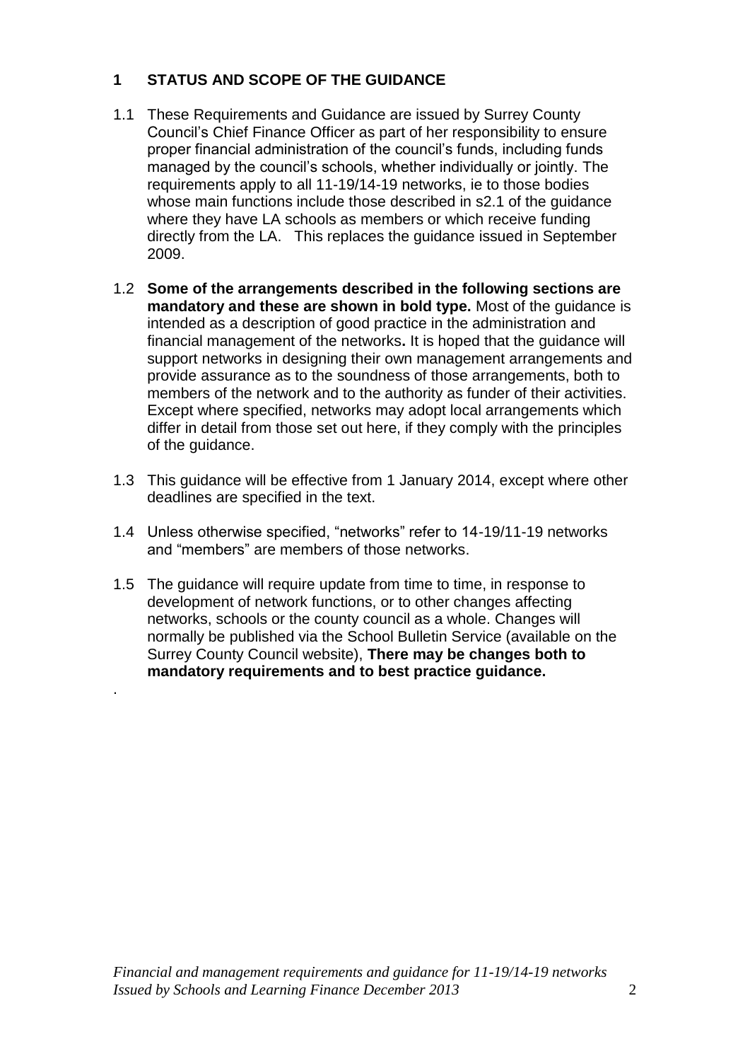## 1 STATUS AND SCOPE OF THE GUIDANCE

1.1 These Requirements and Guidance are issued by Surrey County Council's Chief Finance Officer as part of her responsibility to ensure proper financial administration of the council's funds, including funds managed by the council's schools, whether individually or jointly. The requirements apply to all 11-19/14-19 networks, ie to those bodies whose main functions include those described in s2.1 of the guidance where they have LA schools as members or which receive funding directly from the LA. This replaces the guidance issued in September 2009.

1.2 **Some of the arrangements described in the following sections are mandatory and these are shown in bold type.** Most of the guidance is intended as a description of good practice in the administration and financial management of the networks**.** It is hoped that the guidance will support networks in designing their own management arrangements and provide assurance as to the soundness of those arrangements, both to members of the network and to the authority as funder of their activities. Except where specified, networks may adopt local arrangements which differ in detail from those set out here, if they comply with the principles of the guidance.

1.3 This guidance will be effective from 1 January 2014, except where other deadlines are specified in the text.

1.4 Unless otherwise specified, "networks" refer to 14-19/11-19 networks and "members" are members of those networks.

1.5 The guidance will require update from time to time, in response to development of network functions, or to other changes affecting networks, schools or the county council as a whole. Changes will normally be published via the School Bulletin Service (available on the Surrey County Council website), **There may be changes both to mandatory requirements and to best practice guidance.**

.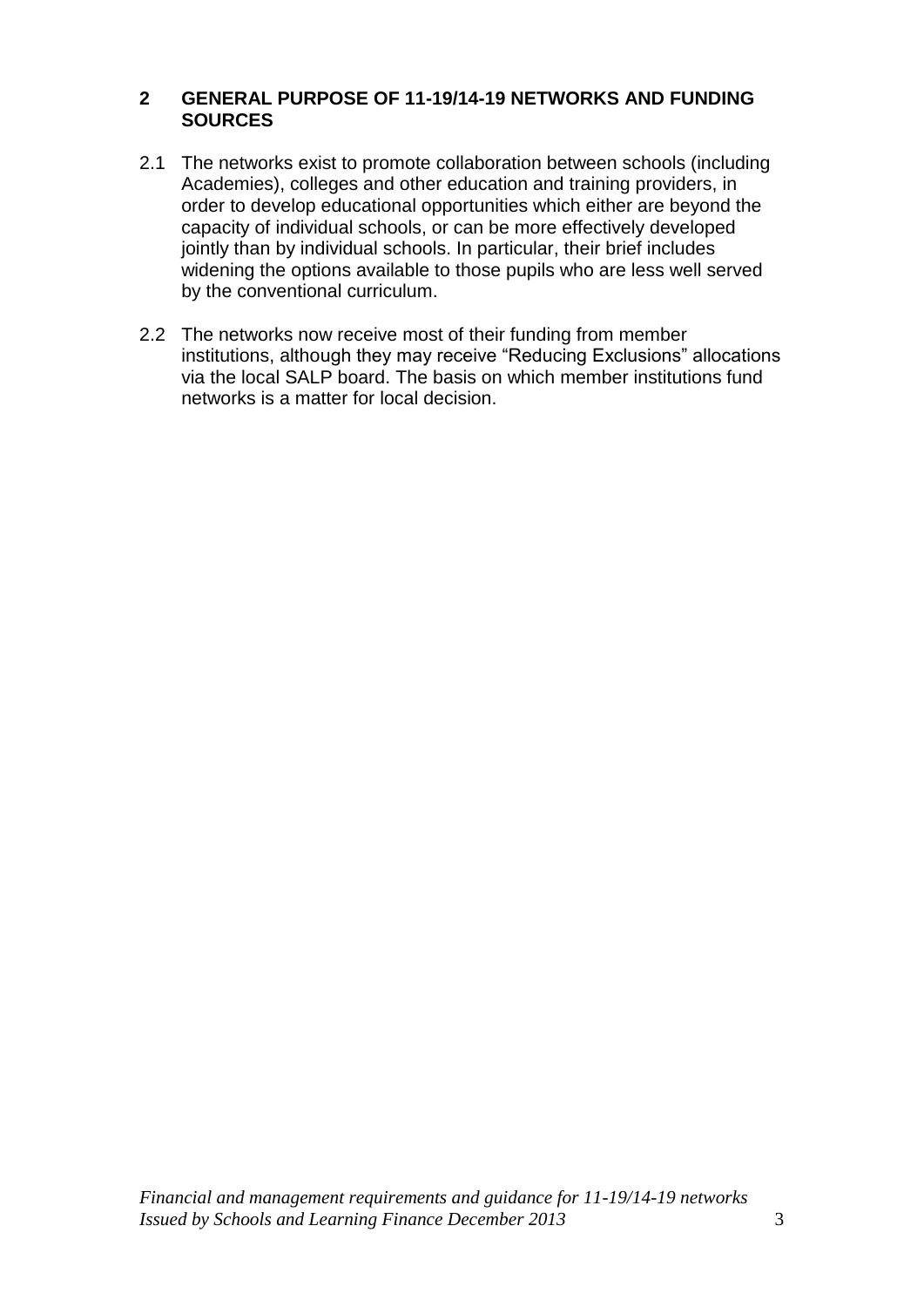## 2 GENERAL PURPOSE OF 11-19/14-19 NETWORKS AND FUNDING SOURCES

2.1 The networks exist to promote collaboration between schools (including Academies), colleges and other education and training providers, in order to develop educational opportunities which either are beyond the capacity of individual schools, or can be more effectively developed jointly than by individual schools. In particular, their brief includes widening the options available to those pupils who are less well served by the conventional curriculum.

2.2 The networks now receive most of their funding from member institutions, although they may receive "Reducing Exclusions" allocations via the local SALP board. The basis on which member institutions fund networks is a matter for local decision.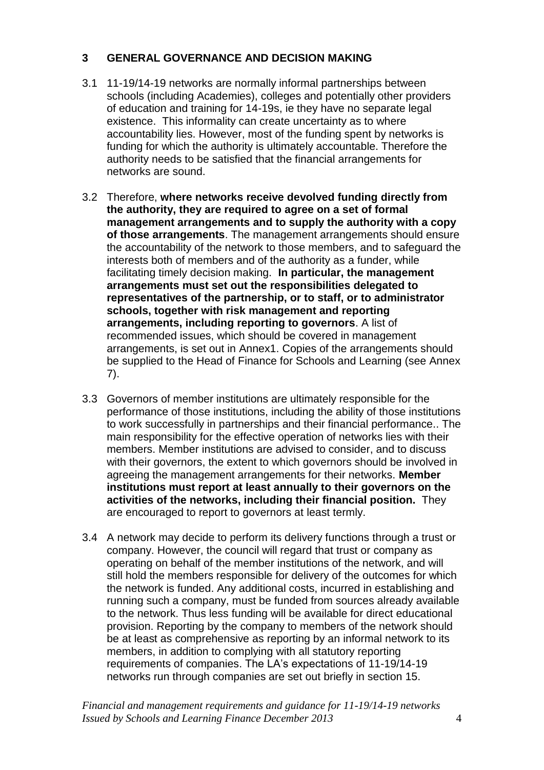## 3 GENERAL GOVERNANCE AND DECISION MAKING

3.1 11-19/14-19 networks are normally informal partnerships between schools (including Academies), colleges and potentially other providers of education and training for 14-19s, ie they have no separate legal existence. This informality can create uncertainty as to where accountability lies. However, most of the funding spent by networks is funding for which the authority is ultimately accountable. Therefore the authority needs to be satisfied that the financial arrangements for networks are sound.

3.2 Therefore, **where networks receive devolved funding directly from the authority, they are required to agree on a set of formal management arrangements and to supply the authority with a copy of those arrangements**. The management arrangements should ensure the accountability of the network to those members, and to safeguard the interests both of members and of the authority as a funder, while facilitating timely decision making. **In particular, the management arrangements must set out the responsibilities delegated to representatives of the partnership, or to staff, or to administrator schools, together with risk management and reporting arrangements, including reporting to governors**. A list of recommended issues, which should be covered in management arrangements, is set out in Annex1. Copies of the arrangements should be supplied to the Head of Finance for Schools and Learning (see Annex 7).

3.3 Governors of member institutions are ultimately responsible for the performance of those institutions, including the ability of those institutions to work successfully in partnerships and their financial performance.. The main responsibility for the effective operation of networks lies with their members. Member institutions are advised to consider, and to discuss with their governors, the extent to which governors should be involved in agreeing the management arrangements for their networks. **Member institutions must report at least annually to their governors on the activities of the networks, including their financial position.** They are encouraged to report to governors at least termly.

3.4 A network may decide to perform its delivery functions through a trust or company. However, the council will regard that trust or company as operating on behalf of the member institutions of the network, and will still hold the members responsible for delivery of the outcomes for which the network is funded. Any additional costs, incurred in establishing and running such a company, must be funded from sources already available to the network. Thus less funding will be available for direct educational provision. Reporting by the company to members of the network should be at least as comprehensive as reporting by an informal network to its members, in addition to complying with all statutory reporting requirements of companies. The LA's expectations of 11-19/14-19 networks run through companies are set out briefly in section 15.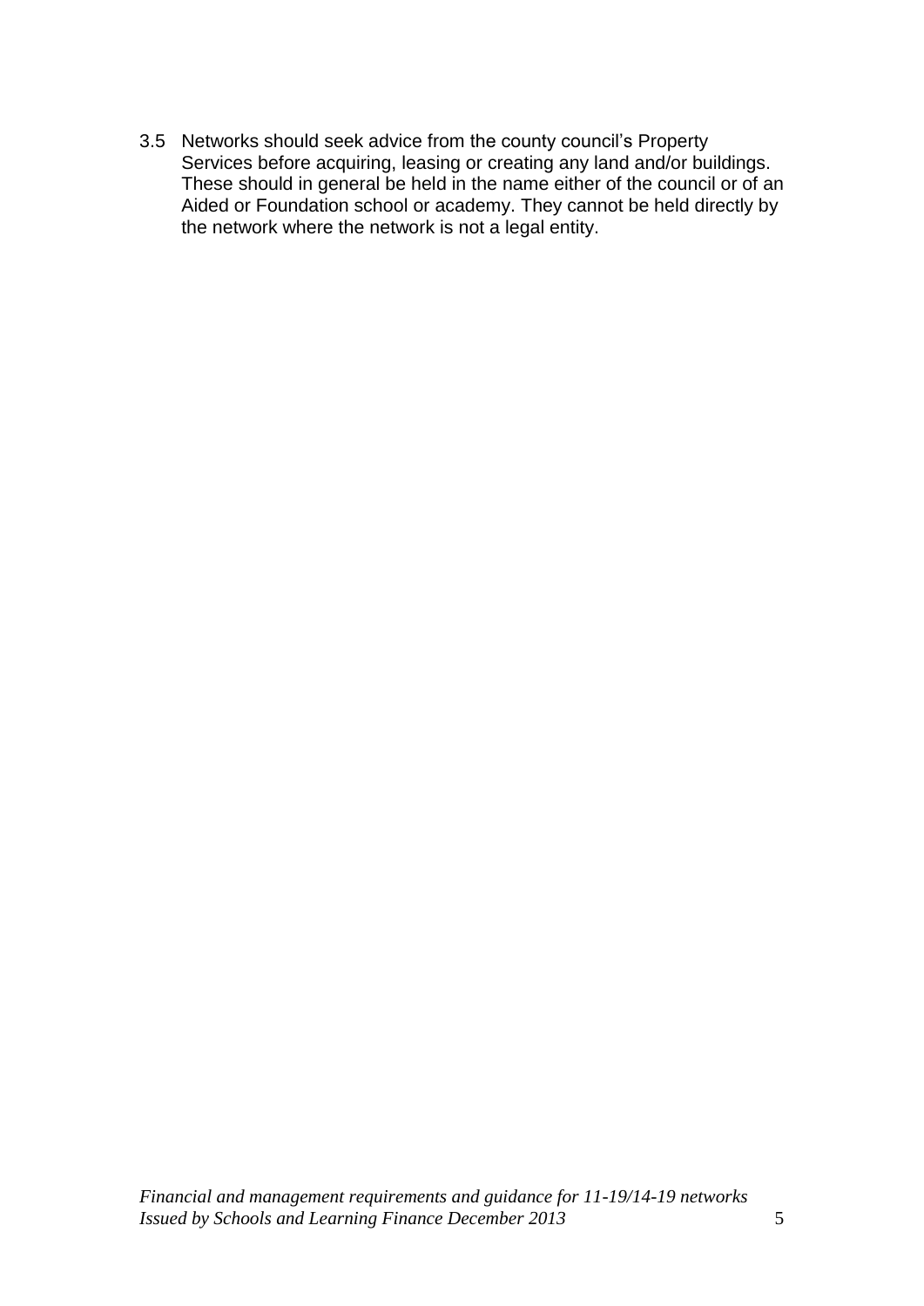3.5 Networks should seek advice from the county council's Property Services before acquiring, leasing or creating any land and/or buildings. These should in general be held in the name either of the council or of an Aided or Foundation school or academy. They cannot be held directly by the network where the network is not a legal entity.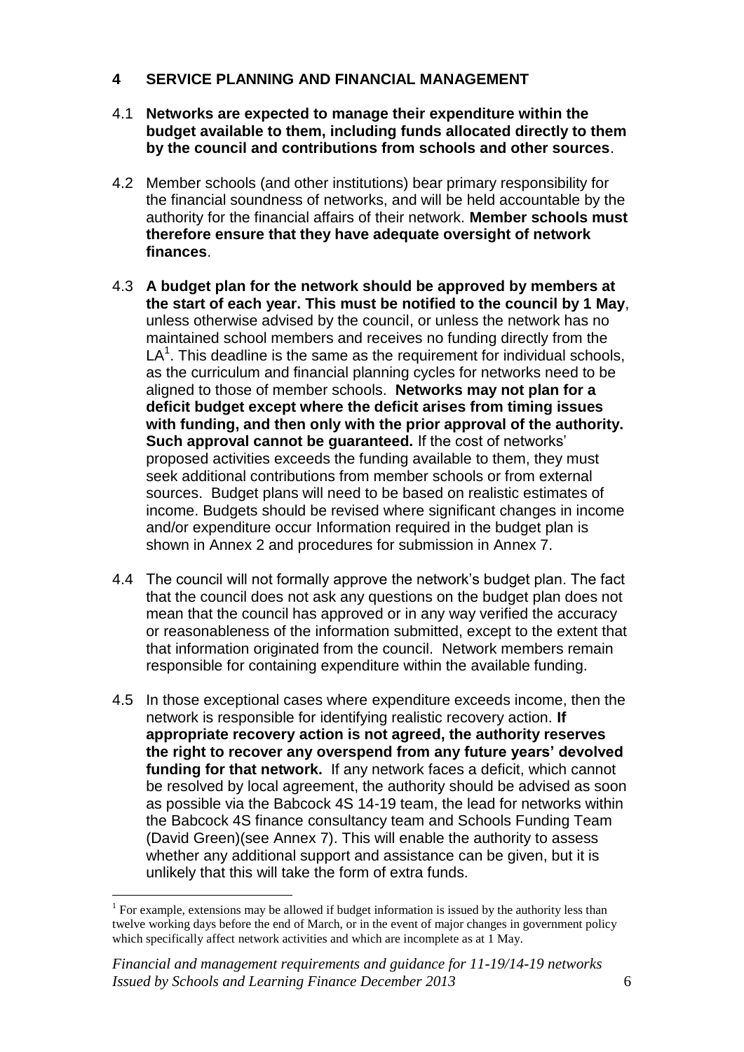## 4 SERVICE PLANNING AND FINANCIAL MANAGEMENT

4.1 **Networks are expected to manage their expenditure within the budget available to them, including funds allocated directly to them by the council and contributions from schools and other sources**.

4.2 Member schools (and other institutions) bear primary responsibility for the financial soundness of networks, and will be held accountable by the authority for the financial affairs of their network. **Member schools must therefore ensure that they have adequate oversight of network finances**.

4.3 **A budget plan for the network should be approved by members at the start of each year. This must be notified to the council by 1 May**, unless otherwise advised by the council, or unless the network has no maintained school members and receives no funding directly from the LA[1]. This deadline is the same as the requirement for individual schools, as the curriculum and financial planning cycles for networks need to be aligned to those of member schools. **Networks may not plan for a deficit budget except where the deficit arises from timing issues with funding, and then only with the prior approval of the authority. Such approval cannot be guaranteed.** If the cost of networks' proposed activities exceeds the funding available to them, they must seek additional contributions from member schools or from external sources. Budget plans will need to be based on realistic estimates of income. Budgets should be revised where significant changes in income and/or expenditure occur Information required in the budget plan is shown in Annex 2 and procedures for submission in Annex 7.

4.4 The council will not formally approve the network's budget plan. The fact that the council does not ask any questions on the budget plan does not mean that the council has approved or in any way verified the accuracy or reasonableness of the information submitted, except to the extent that that information originated from the council. Network members remain responsible for containing expenditure within the available funding.

4.5 In those exceptional cases where expenditure exceeds income, then the network is responsible for identifying realistic recovery action. **If appropriate recovery action is not agreed, the authority reserves the right to recover any overspend from any future years' devolved funding for that network.** If any network faces a deficit, which cannot be resolved by local agreement, the authority should be advised as soon as possible via the Babcock 4S 14-19 team, the lead for networks within the Babcock 4S finance consultancy team and Schools Funding Team (David Green)(see Annex 7). This will enable the authority to assess whether any additional support and assistance can be given, but it is unlikely that this will take the form of extra funds.

---

[1] For example, extensions may be allowed if budget information is issued by the authority less than twelve working days before the end of March, or in the event of major changes in government policy which specifically affect network activities and which are incomplete as at 1 May.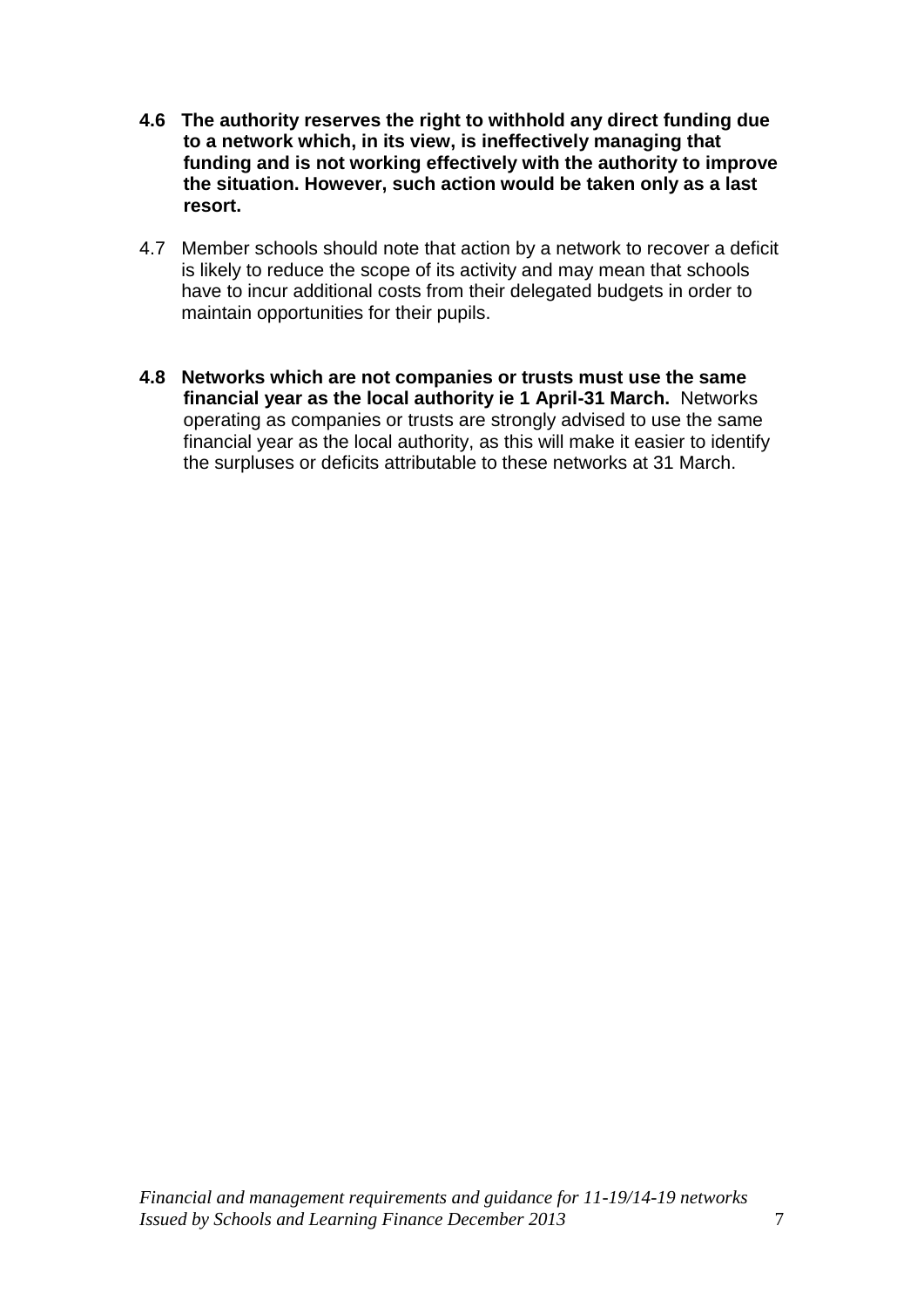**4.6 The authority reserves the right to withhold any direct funding due to a network which, in its view, is ineffectively managing that funding and is not working effectively with the authority to improve the situation. However, such action would be taken only as a last resort.**

4.7 Member schools should note that action by a network to recover a deficit is likely to reduce the scope of its activity and may mean that schools have to incur additional costs from their delegated budgets in order to maintain opportunities for their pupils.

**4.8 Networks which are not companies or trusts must use the same financial year as the local authority ie 1 April-31 March.** Networks operating as companies or trusts are strongly advised to use the same financial year as the local authority, as this will make it easier to identify the surpluses or deficits attributable to these networks at 31 March.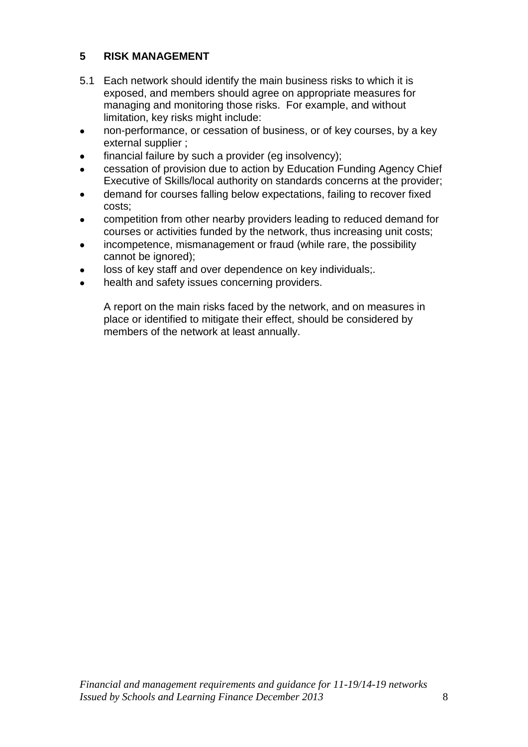## 5 RISK MANAGEMENT

5.1 Each network should identify the main business risks to which it is exposed, and members should agree on appropriate measures for managing and monitoring those risks. For example, and without limitation, key risks might include:

- non-performance, or cessation of business, or of key courses, by a key external supplier ;
- financial failure by such a provider (eg insolvency);
- cessation of provision due to action by Education Funding Agency Chief Executive of Skills/local authority on standards concerns at the provider;
- demand for courses falling below expectations, failing to recover fixed costs;
- competition from other nearby providers leading to reduced demand for courses or activities funded by the network, thus increasing unit costs;
- incompetence, mismanagement or fraud (while rare, the possibility cannot be ignored);
- loss of key staff and over dependence on key individuals;.
- health and safety issues concerning providers.

A report on the main risks faced by the network, and on measures in place or identified to mitigate their effect, should be considered by members of the network at least annually.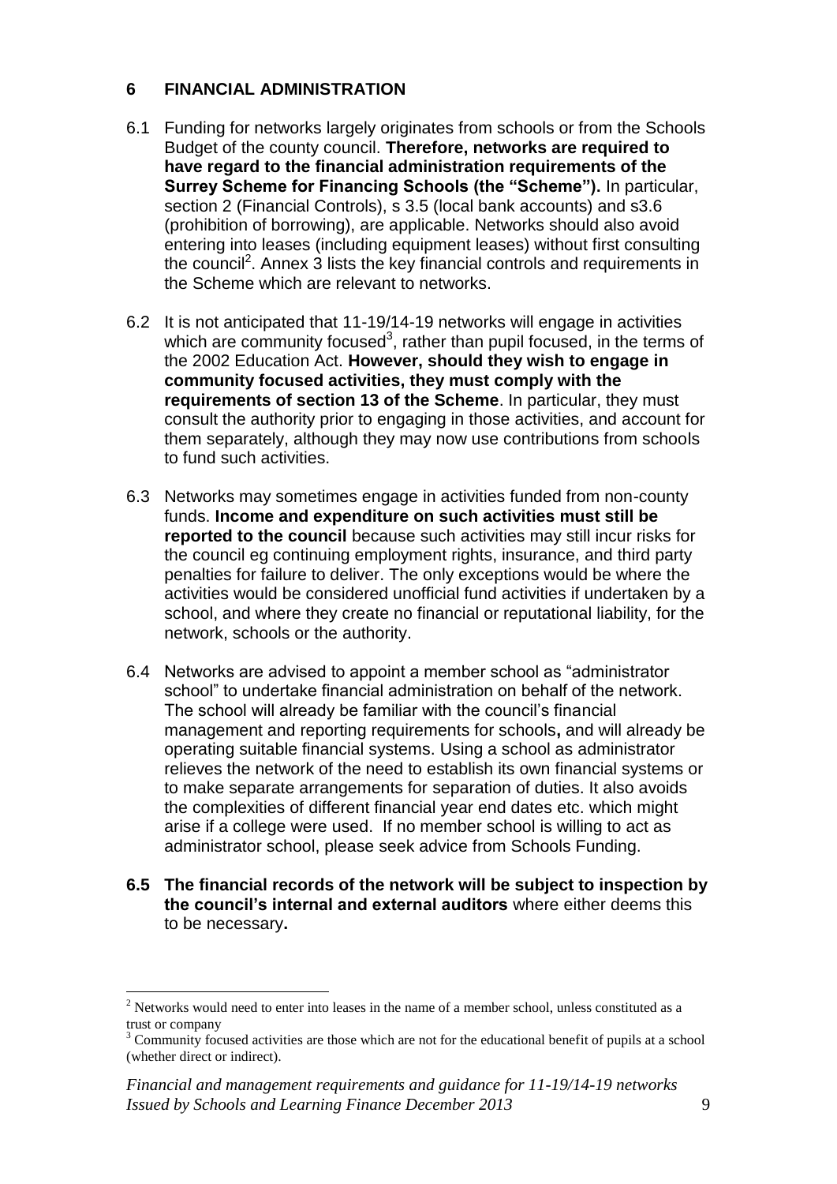## 6 FINANCIAL ADMINISTRATION

6.1 Funding for networks largely originates from schools or from the Schools Budget of the county council. **Therefore, networks are required to have regard to the financial administration requirements of the Surrey Scheme for Financing Schools (the "Scheme").** In particular, section 2 (Financial Controls), s 3.5 (local bank accounts) and s3.6 (prohibition of borrowing), are applicable. Networks should also avoid entering into leases (including equipment leases) without first consulting the council[2]. Annex 3 lists the key financial controls and requirements in the Scheme which are relevant to networks.

6.2 It is not anticipated that 11-19/14-19 networks will engage in activities which are community focused[3], rather than pupil focused, in the terms of the 2002 Education Act. **However, should they wish to engage in community focused activities, they must comply with the requirements of section 13 of the Scheme**. In particular, they must consult the authority prior to engaging in those activities, and account for them separately, although they may now use contributions from schools to fund such activities.

6.3 Networks may sometimes engage in activities funded from non-county funds. **Income and expenditure on such activities must still be reported to the council** because such activities may still incur risks for the council eg continuing employment rights, insurance, and third party penalties for failure to deliver. The only exceptions would be where the activities would be considered unofficial fund activities if undertaken by a school, and where they create no financial or reputational liability, for the network, schools or the authority.

6.4 Networks are advised to appoint a member school as "administrator school" to undertake financial administration on behalf of the network. The school will already be familiar with the council's financial management and reporting requirements for schools**,** and will already be operating suitable financial systems. Using a school as administrator relieves the network of the need to establish its own financial systems or to make separate arrangements for separation of duties. It also avoids the complexities of different financial year end dates etc. which might arise if a college were used. If no member school is willing to act as administrator school, please seek advice from Schools Funding.

**6.5 The financial records of the network will be subject to inspection by the council's internal and external auditors** where either deems this to be necessary**.**

---

[2] Networks would need to enter into leases in the name of a member school, unless constituted as a trust or company

[3] Community focused activities are those which are not for the educational benefit of pupils at a school (whether direct or indirect).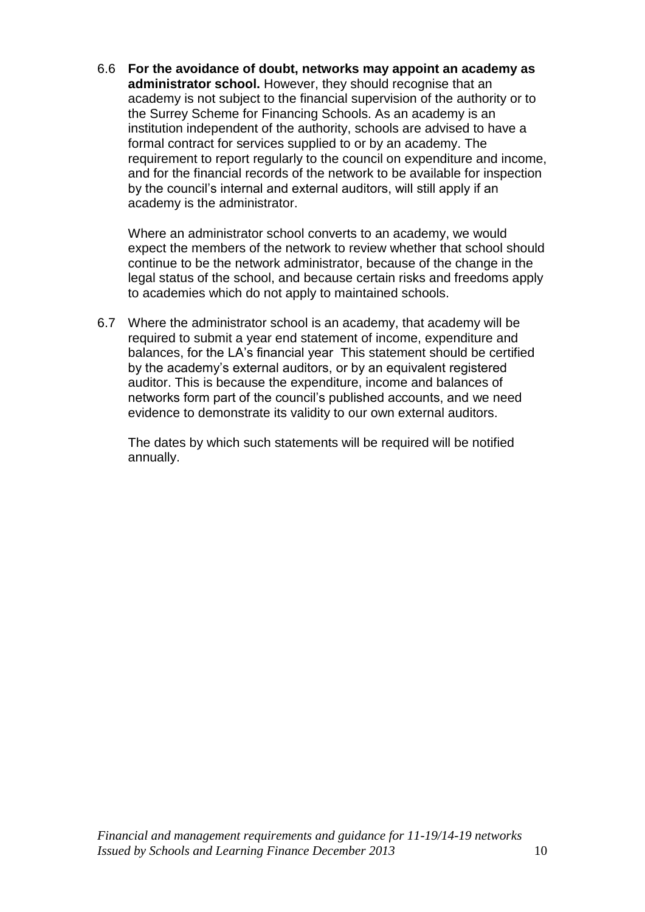6.6 **For the avoidance of doubt, networks may appoint an academy as administrator school.** However, they should recognise that an academy is not subject to the financial supervision of the authority or to the Surrey Scheme for Financing Schools. As an academy is an institution independent of the authority, schools are advised to have a formal contract for services supplied to or by an academy. The requirement to report regularly to the council on expenditure and income, and for the financial records of the network to be available for inspection by the council's internal and external auditors, will still apply if an academy is the administrator.

Where an administrator school converts to an academy, we would expect the members of the network to review whether that school should continue to be the network administrator, because of the change in the legal status of the school, and because certain risks and freedoms apply to academies which do not apply to maintained schools.

6.7 Where the administrator school is an academy, that academy will be required to submit a year end statement of income, expenditure and balances, for the LA's financial year This statement should be certified by the academy's external auditors, or by an equivalent registered auditor. This is because the expenditure, income and balances of networks form part of the council's published accounts, and we need evidence to demonstrate its validity to our own external auditors.

The dates by which such statements will be required will be notified annually.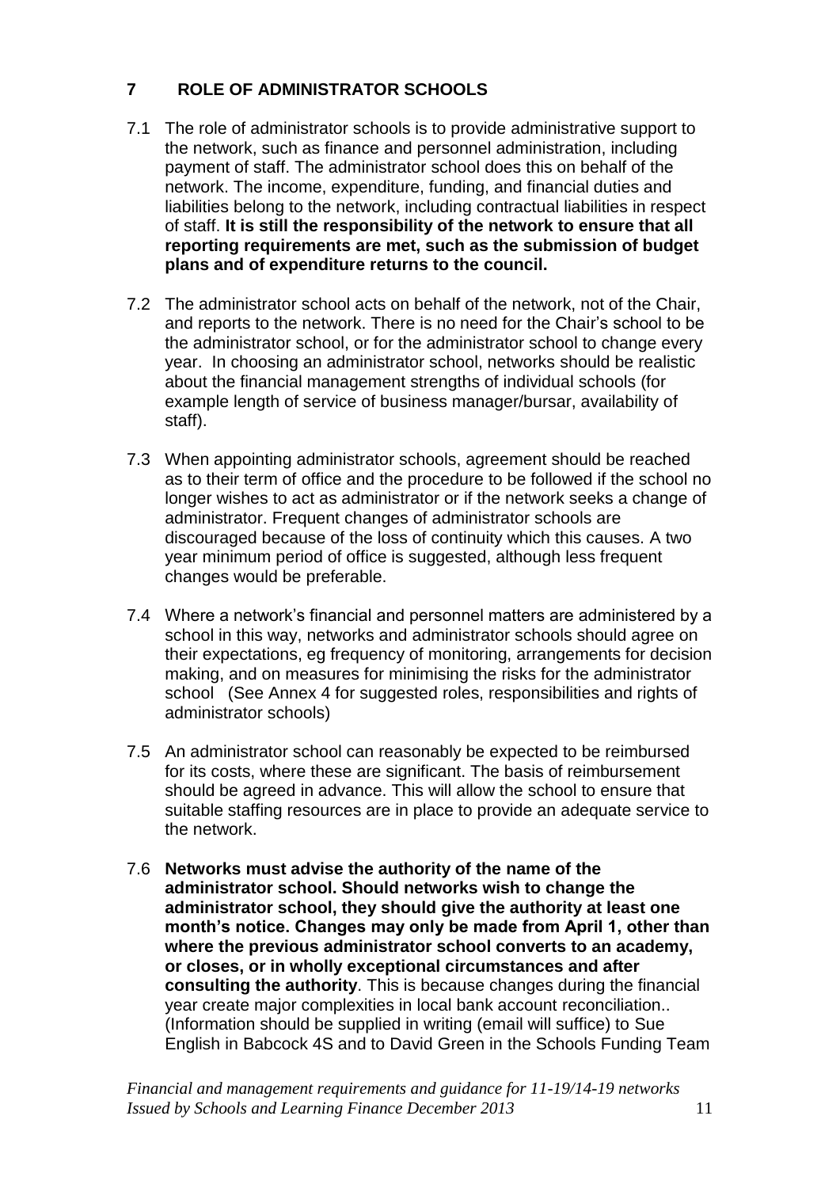## 7 ROLE OF ADMINISTRATOR SCHOOLS

7.1 The role of administrator schools is to provide administrative support to the network, such as finance and personnel administration, including payment of staff. The administrator school does this on behalf of the network. The income, expenditure, funding, and financial duties and liabilities belong to the network, including contractual liabilities in respect of staff. **It is still the responsibility of the network to ensure that all reporting requirements are met, such as the submission of budget plans and of expenditure returns to the council.**

7.2 The administrator school acts on behalf of the network, not of the Chair, and reports to the network. There is no need for the Chair's school to be the administrator school, or for the administrator school to change every year. In choosing an administrator school, networks should be realistic about the financial management strengths of individual schools (for example length of service of business manager/bursar, availability of staff).

7.3 When appointing administrator schools, agreement should be reached as to their term of office and the procedure to be followed if the school no longer wishes to act as administrator or if the network seeks a change of administrator. Frequent changes of administrator schools are discouraged because of the loss of continuity which this causes. A two year minimum period of office is suggested, although less frequent changes would be preferable.

7.4 Where a network's financial and personnel matters are administered by a school in this way, networks and administrator schools should agree on their expectations, eg frequency of monitoring, arrangements for decision making, and on measures for minimising the risks for the administrator school (See Annex 4 for suggested roles, responsibilities and rights of administrator schools)

7.5 An administrator school can reasonably be expected to be reimbursed for its costs, where these are significant. The basis of reimbursement should be agreed in advance. This will allow the school to ensure that suitable staffing resources are in place to provide an adequate service to the network.

7.6 **Networks must advise the authority of the name of the administrator school. Should networks wish to change the administrator school, they should give the authority at least one month's notice. Changes may only be made from April 1, other than where the previous administrator school converts to an academy, or closes, or in wholly exceptional circumstances and after consulting the authority**. This is because changes during the financial year create major complexities in local bank account reconciliation.. (Information should be supplied in writing (email will suffice) to Sue English in Babcock 4S and to David Green in the Schools Funding Team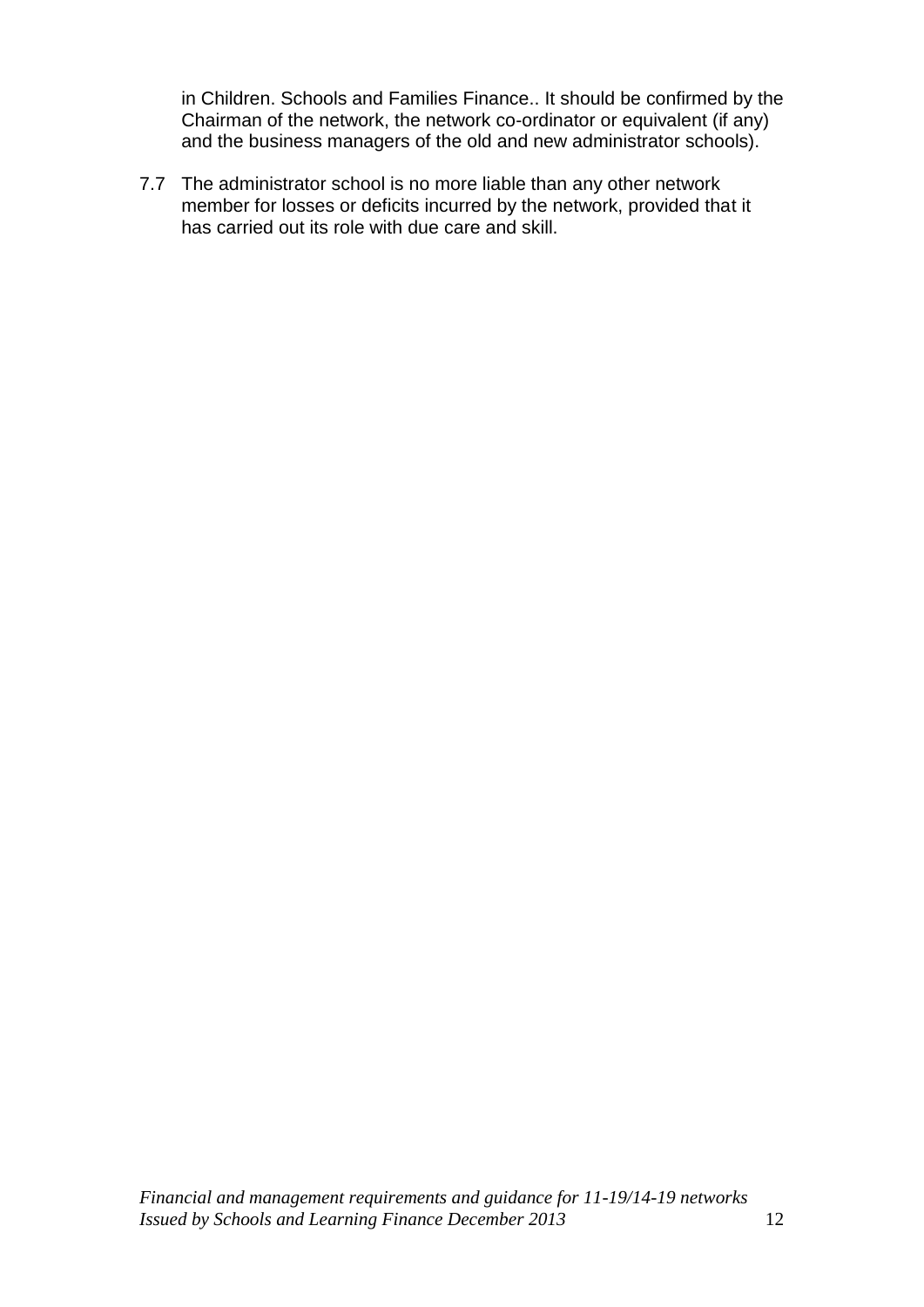in Children. Schools and Families Finance.. It should be confirmed by the Chairman of the network, the network co-ordinator or equivalent (if any) and the business managers of the old and new administrator schools).

7.7 The administrator school is no more liable than any other network member for losses or deficits incurred by the network, provided that it has carried out its role with due care and skill.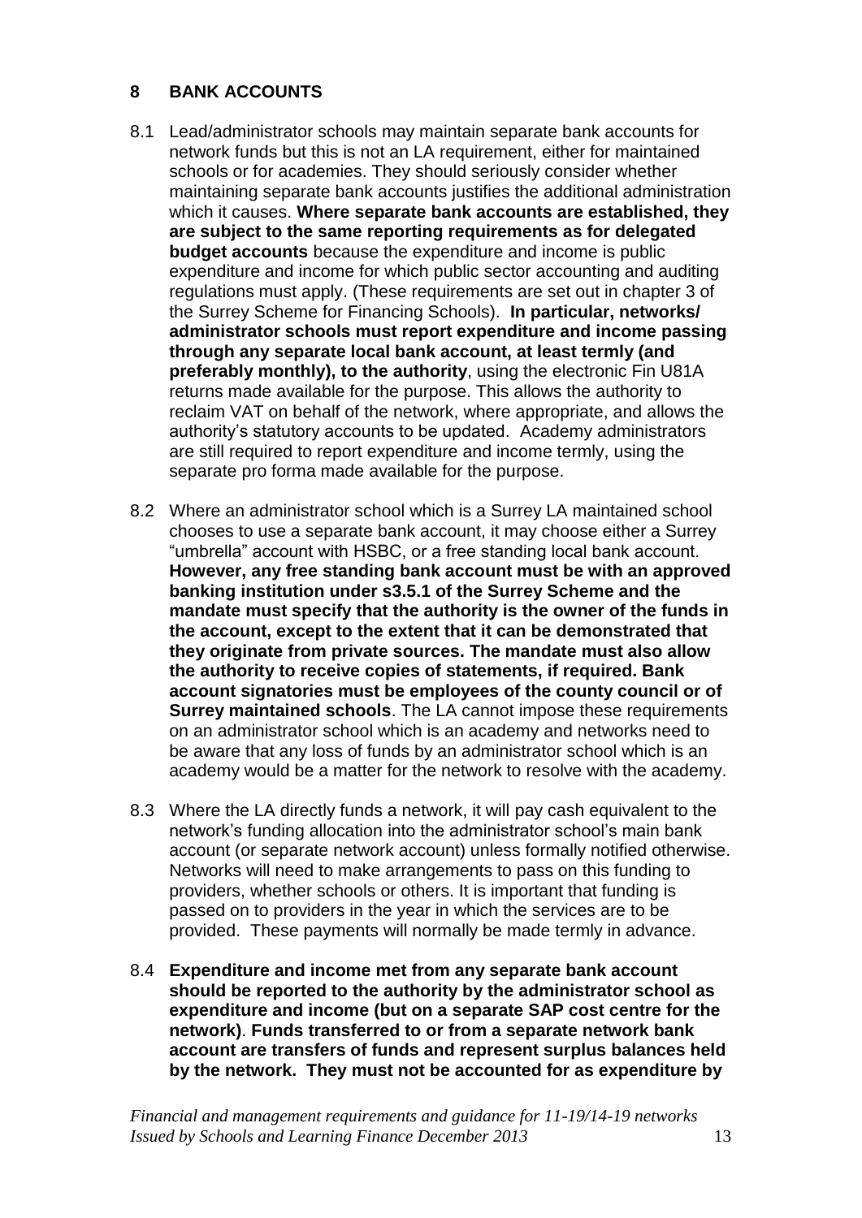## 8 BANK ACCOUNTS

8.1 Lead/administrator schools may maintain separate bank accounts for network funds but this is not an LA requirement, either for maintained schools or for academies. They should seriously consider whether maintaining separate bank accounts justifies the additional administration which it causes. **Where separate bank accounts are established, they are subject to the same reporting requirements as for delegated budget accounts** because the expenditure and income is public expenditure and income for which public sector accounting and auditing regulations must apply. (These requirements are set out in chapter 3 of the Surrey Scheme for Financing Schools). **In particular, networks/ administrator schools must report expenditure and income passing through any separate local bank account, at least termly (and preferably monthly), to the authority**, using the electronic Fin U81A returns made available for the purpose. This allows the authority to reclaim VAT on behalf of the network, where appropriate, and allows the authority's statutory accounts to be updated. Academy administrators are still required to report expenditure and income termly, using the separate pro forma made available for the purpose.

8.2 Where an administrator school which is a Surrey LA maintained school chooses to use a separate bank account, it may choose either a Surrey "umbrella" account with HSBC, or a free standing local bank account. **However, any free standing bank account must be with an approved banking institution under s3.5.1 of the Surrey Scheme and the mandate must specify that the authority is the owner of the funds in the account, except to the extent that it can be demonstrated that they originate from private sources. The mandate must also allow the authority to receive copies of statements, if required. Bank account signatories must be employees of the county council or of Surrey maintained schools**. The LA cannot impose these requirements on an administrator school which is an academy and networks need to be aware that any loss of funds by an administrator school which is an academy would be a matter for the network to resolve with the academy.

8.3 Where the LA directly funds a network, it will pay cash equivalent to the network's funding allocation into the administrator school's main bank account (or separate network account) unless formally notified otherwise. Networks will need to make arrangements to pass on this funding to providers, whether schools or others. It is important that funding is passed on to providers in the year in which the services are to be provided. These payments will normally be made termly in advance.

8.4 **Expenditure and income met from any separate bank account should be reported to the authority by the administrator school as expenditure and income (but on a separate SAP cost centre for the network)**. **Funds transferred to or from a separate network bank account are transfers of funds and represent surplus balances held by the network. They must not be accounted for as expenditure by**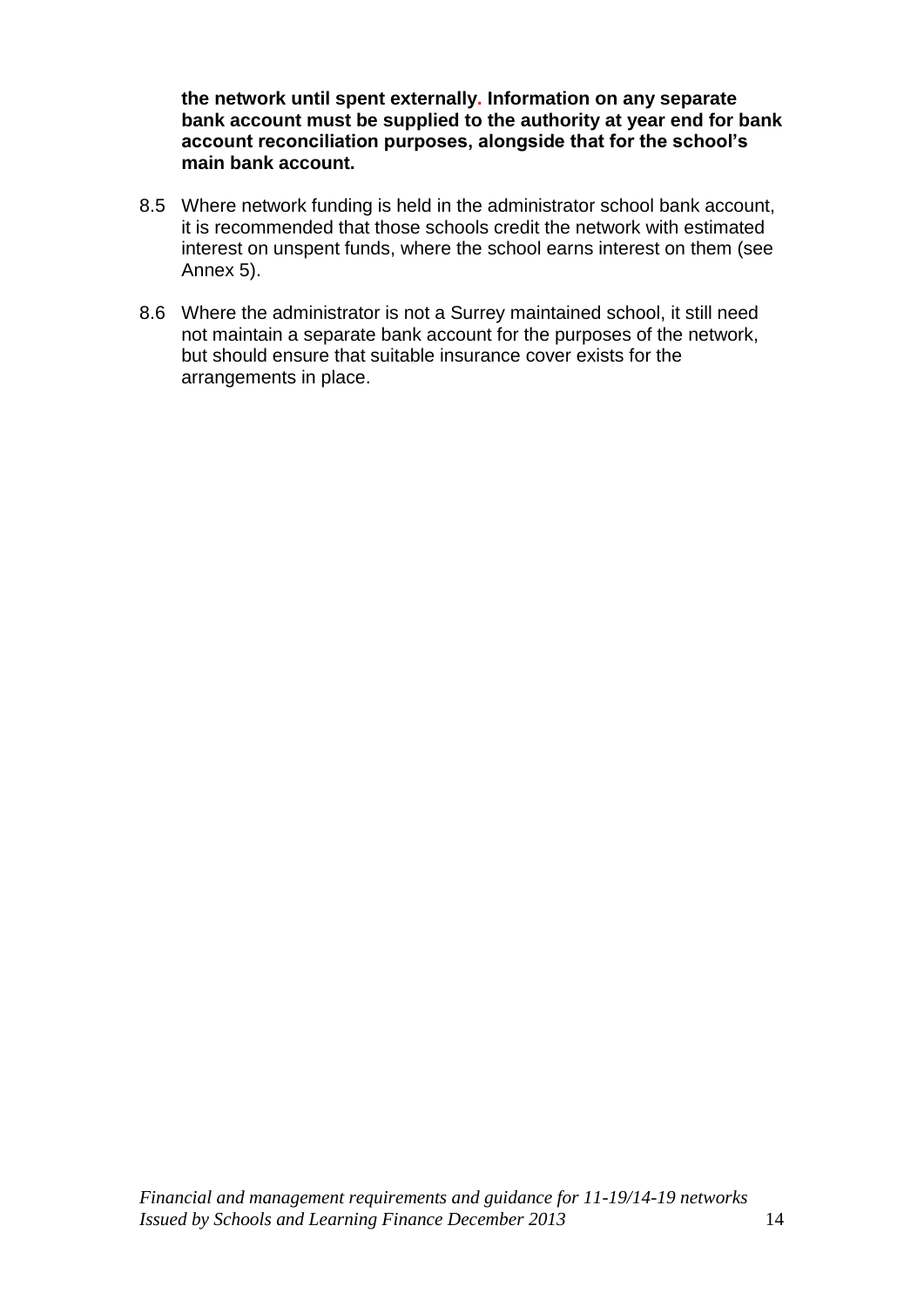**the network until spent externally. Information on any separate bank account must be supplied to the authority at year end for bank account reconciliation purposes, alongside that for the school's main bank account.**

8.5 Where network funding is held in the administrator school bank account, it is recommended that those schools credit the network with estimated interest on unspent funds, where the school earns interest on them (see Annex 5).

8.6 Where the administrator is not a Surrey maintained school, it still need not maintain a separate bank account for the purposes of the network, but should ensure that suitable insurance cover exists for the arrangements in place.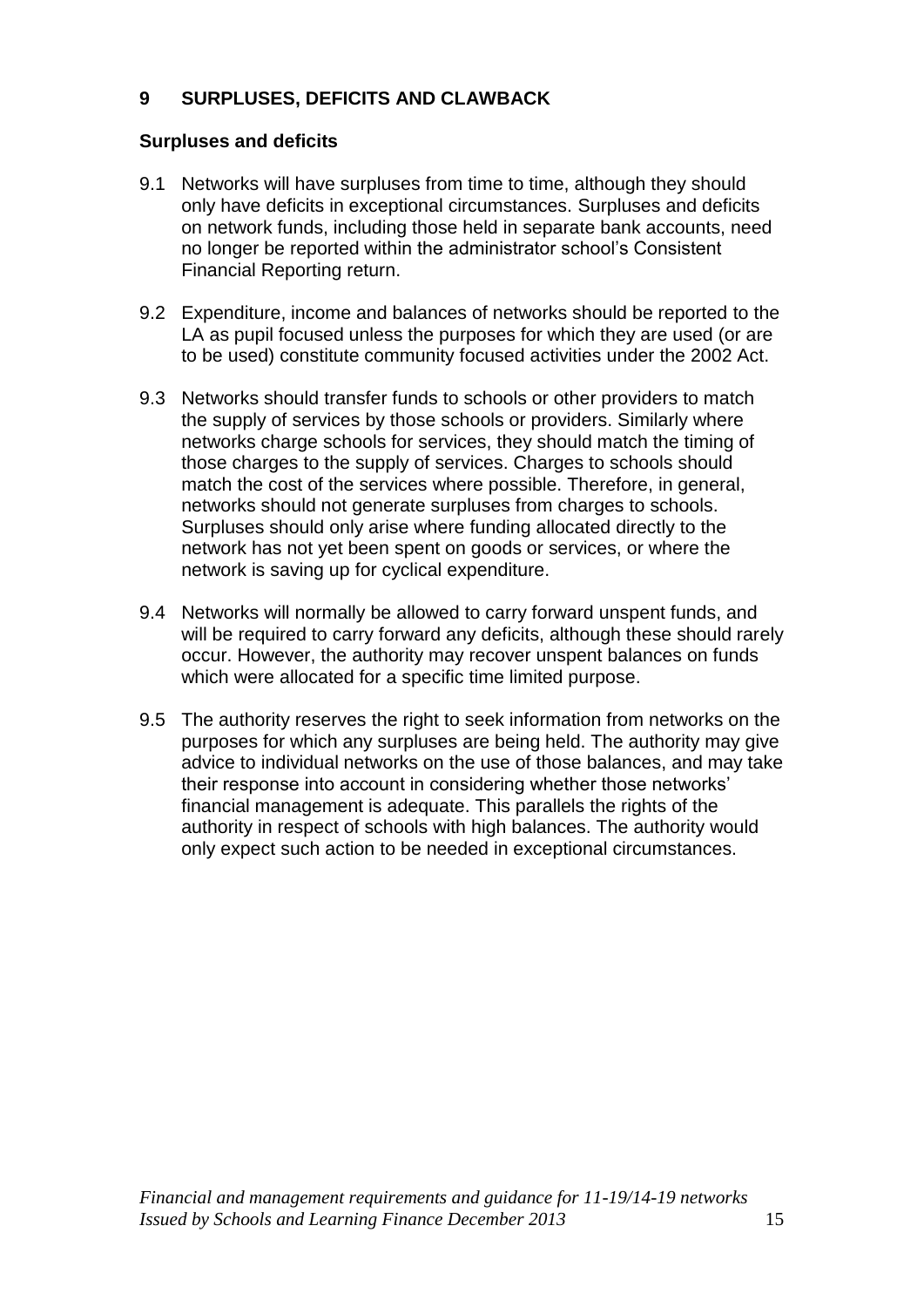## 9 SURPLUSES, DEFICITS AND CLAWBACK

### Surpluses and deficits

9.1 Networks will have surpluses from time to time, although they should only have deficits in exceptional circumstances. Surpluses and deficits on network funds, including those held in separate bank accounts, need no longer be reported within the administrator school's Consistent Financial Reporting return.

9.2 Expenditure, income and balances of networks should be reported to the LA as pupil focused unless the purposes for which they are used (or are to be used) constitute community focused activities under the 2002 Act.

9.3 Networks should transfer funds to schools or other providers to match the supply of services by those schools or providers. Similarly where networks charge schools for services, they should match the timing of those charges to the supply of services. Charges to schools should match the cost of the services where possible. Therefore, in general, networks should not generate surpluses from charges to schools. Surpluses should only arise where funding allocated directly to the network has not yet been spent on goods or services, or where the network is saving up for cyclical expenditure.

9.4 Networks will normally be allowed to carry forward unspent funds, and will be required to carry forward any deficits, although these should rarely occur. However, the authority may recover unspent balances on funds which were allocated for a specific time limited purpose.

9.5 The authority reserves the right to seek information from networks on the purposes for which any surpluses are being held. The authority may give advice to individual networks on the use of those balances, and may take their response into account in considering whether those networks' financial management is adequate. This parallels the rights of the authority in respect of schools with high balances. The authority would only expect such action to be needed in exceptional circumstances.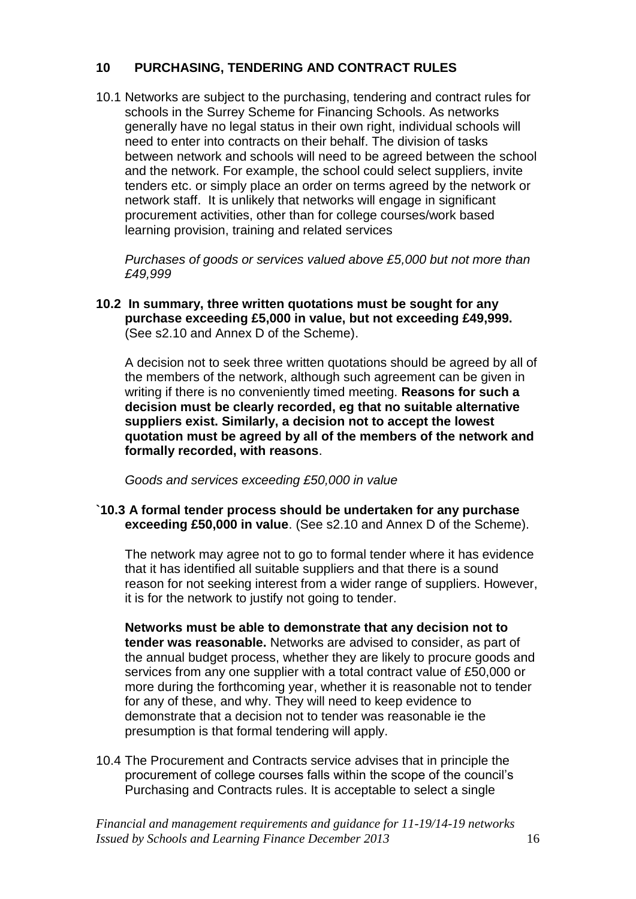## 10 PURCHASING, TENDERING AND CONTRACT RULES

10.1 Networks are subject to the purchasing, tendering and contract rules for schools in the Surrey Scheme for Financing Schools. As networks generally have no legal status in their own right, individual schools will need to enter into contracts on their behalf. The division of tasks between network and schools will need to be agreed between the school and the network. For example, the school could select suppliers, invite tenders etc. or simply place an order on terms agreed by the network or network staff. It is unlikely that networks will engage in significant procurement activities, other than for college courses/work based learning provision, training and related services

*Purchases of goods or services valued above £5,000 but not more than £49,999*

**10.2 In summary, three written quotations must be sought for any purchase exceeding £5,000 in value, but not exceeding £49,999.** (See s2.10 and Annex D of the Scheme).

A decision not to seek three written quotations should be agreed by all of the members of the network, although such agreement can be given in writing if there is no conveniently timed meeting. **Reasons for such a decision must be clearly recorded, eg that no suitable alternative suppliers exist. Similarly, a decision not to accept the lowest quotation must be agreed by all of the members of the network and formally recorded, with reasons**.

*Goods and services exceeding £50,000 in value*

**`10.3 A formal tender process should be undertaken for any purchase exceeding £50,000 in value**. (See s2.10 and Annex D of the Scheme).

The network may agree not to go to formal tender where it has evidence that it has identified all suitable suppliers and that there is a sound reason for not seeking interest from a wider range of suppliers. However, it is for the network to justify not going to tender.

**Networks must be able to demonstrate that any decision not to tender was reasonable.** Networks are advised to consider, as part of the annual budget process, whether they are likely to procure goods and services from any one supplier with a total contract value of £50,000 or more during the forthcoming year, whether it is reasonable not to tender for any of these, and why. They will need to keep evidence to demonstrate that a decision not to tender was reasonable ie the presumption is that formal tendering will apply.

10.4 The Procurement and Contracts service advises that in principle the procurement of college courses falls within the scope of the council's Purchasing and Contracts rules. It is acceptable to select a single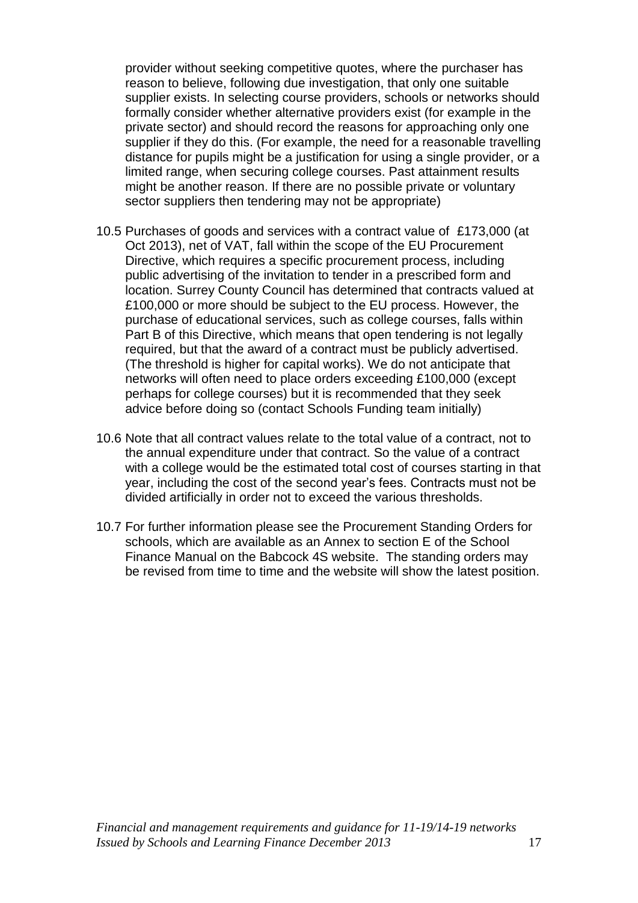provider without seeking competitive quotes, where the purchaser has reason to believe, following due investigation, that only one suitable supplier exists. In selecting course providers, schools or networks should formally consider whether alternative providers exist (for example in the private sector) and should record the reasons for approaching only one supplier if they do this. (For example, the need for a reasonable travelling distance for pupils might be a justification for using a single provider, or a limited range, when securing college courses. Past attainment results might be another reason. If there are no possible private or voluntary sector suppliers then tendering may not be appropriate)

10.5 Purchases of goods and services with a contract value of £173,000 (at Oct 2013), net of VAT, fall within the scope of the EU Procurement Directive, which requires a specific procurement process, including public advertising of the invitation to tender in a prescribed form and location. Surrey County Council has determined that contracts valued at £100,000 or more should be subject to the EU process. However, the purchase of educational services, such as college courses, falls within Part B of this Directive, which means that open tendering is not legally required, but that the award of a contract must be publicly advertised. (The threshold is higher for capital works). We do not anticipate that networks will often need to place orders exceeding £100,000 (except perhaps for college courses) but it is recommended that they seek advice before doing so (contact Schools Funding team initially)

10.6 Note that all contract values relate to the total value of a contract, not to the annual expenditure under that contract. So the value of a contract with a college would be the estimated total cost of courses starting in that year, including the cost of the second year's fees. Contracts must not be divided artificially in order not to exceed the various thresholds.

10.7 For further information please see the Procurement Standing Orders for schools, which are available as an Annex to section E of the School Finance Manual on the Babcock 4S website. The standing orders may be revised from time to time and the website will show the latest position.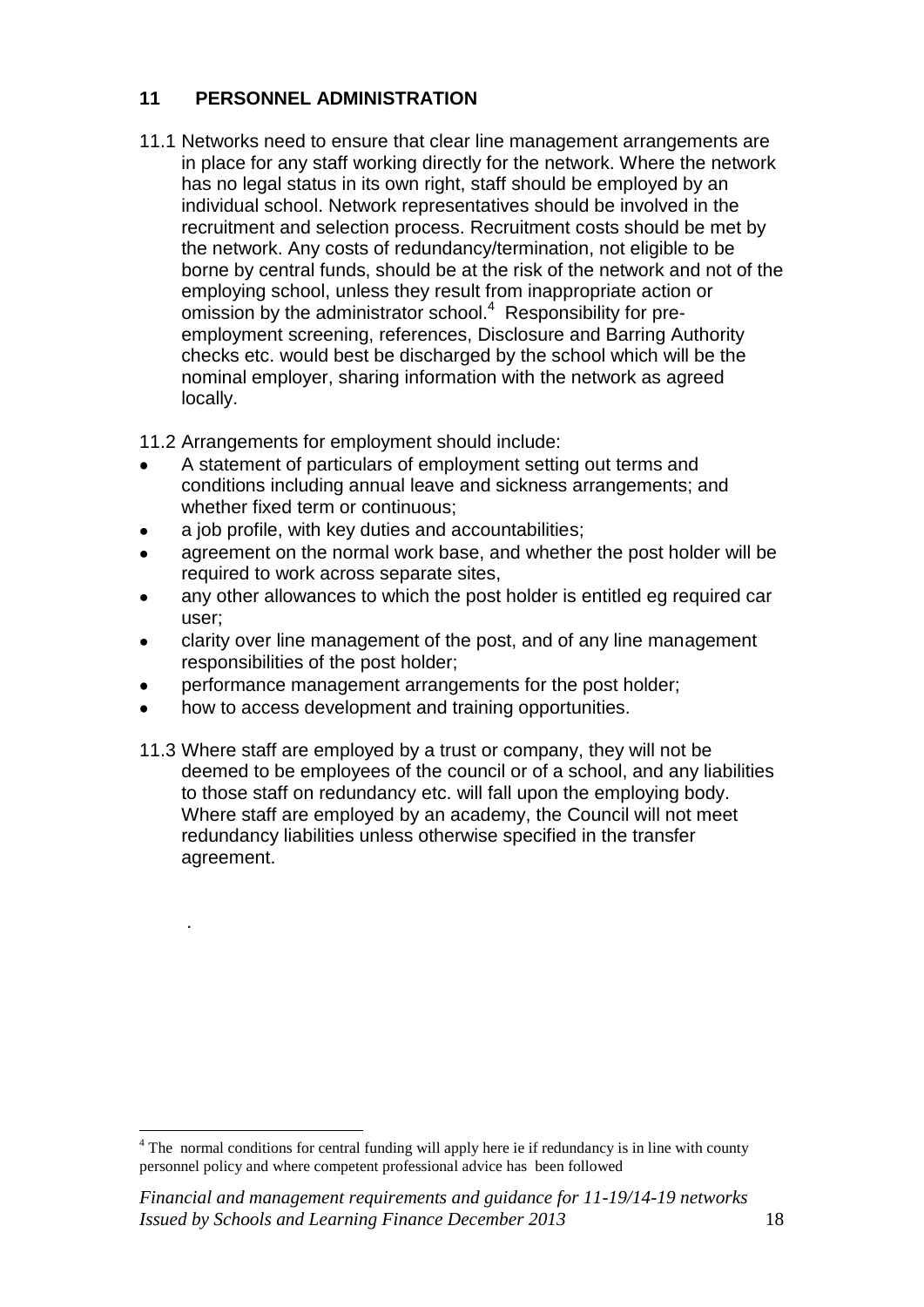## 11 PERSONNEL ADMINISTRATION

11.1 Networks need to ensure that clear line management arrangements are in place for any staff working directly for the network. Where the network has no legal status in its own right, staff should be employed by an individual school. Network representatives should be involved in the recruitment and selection process. Recruitment costs should be met by the network. Any costs of redundancy/termination, not eligible to be borne by central funds, should be at the risk of the network and not of the employing school, unless they result from inappropriate action or omission by the administrator school.[4] Responsibility for pre-employment screening, references, Disclosure and Barring Authority checks etc. would best be discharged by the school which will be the nominal employer, sharing information with the network as agreed locally.

11.2 Arrangements for employment should include:

- A statement of particulars of employment setting out terms and conditions including annual leave and sickness arrangements; and whether fixed term or continuous;
- a job profile, with key duties and accountabilities;
- agreement on the normal work base, and whether the post holder will be required to work across separate sites,
- any other allowances to which the post holder is entitled eg required car user;
- clarity over line management of the post, and of any line management responsibilities of the post holder;
- performance management arrangements for the post holder;
- how to access development and training opportunities.

11.3 Where staff are employed by a trust or company, they will not be deemed to be employees of the council or of a school, and any liabilities to those staff on redundancy etc. will fall upon the employing body. Where staff are employed by an academy, the Council will not meet redundancy liabilities unless otherwise specified in the transfer agreement.

.

[4] The normal conditions for central funding will apply here ie if redundancy is in line with county personnel policy and where competent professional advice has been followed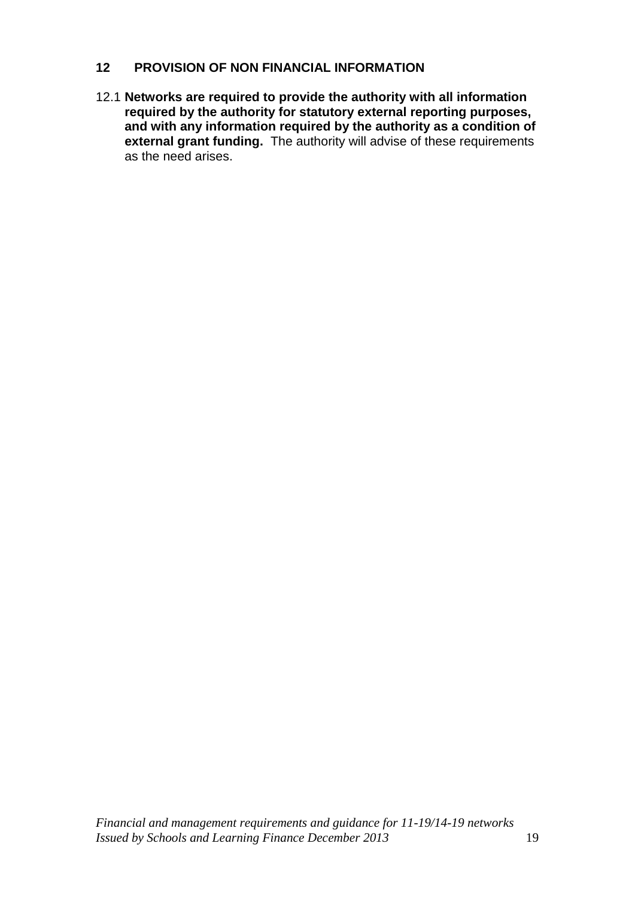## 12 PROVISION OF NON FINANCIAL INFORMATION

12.1 **Networks are required to provide the authority with all information required by the authority for statutory external reporting purposes, and with any information required by the authority as a condition of external grant funding.** The authority will advise of these requirements as the need arises.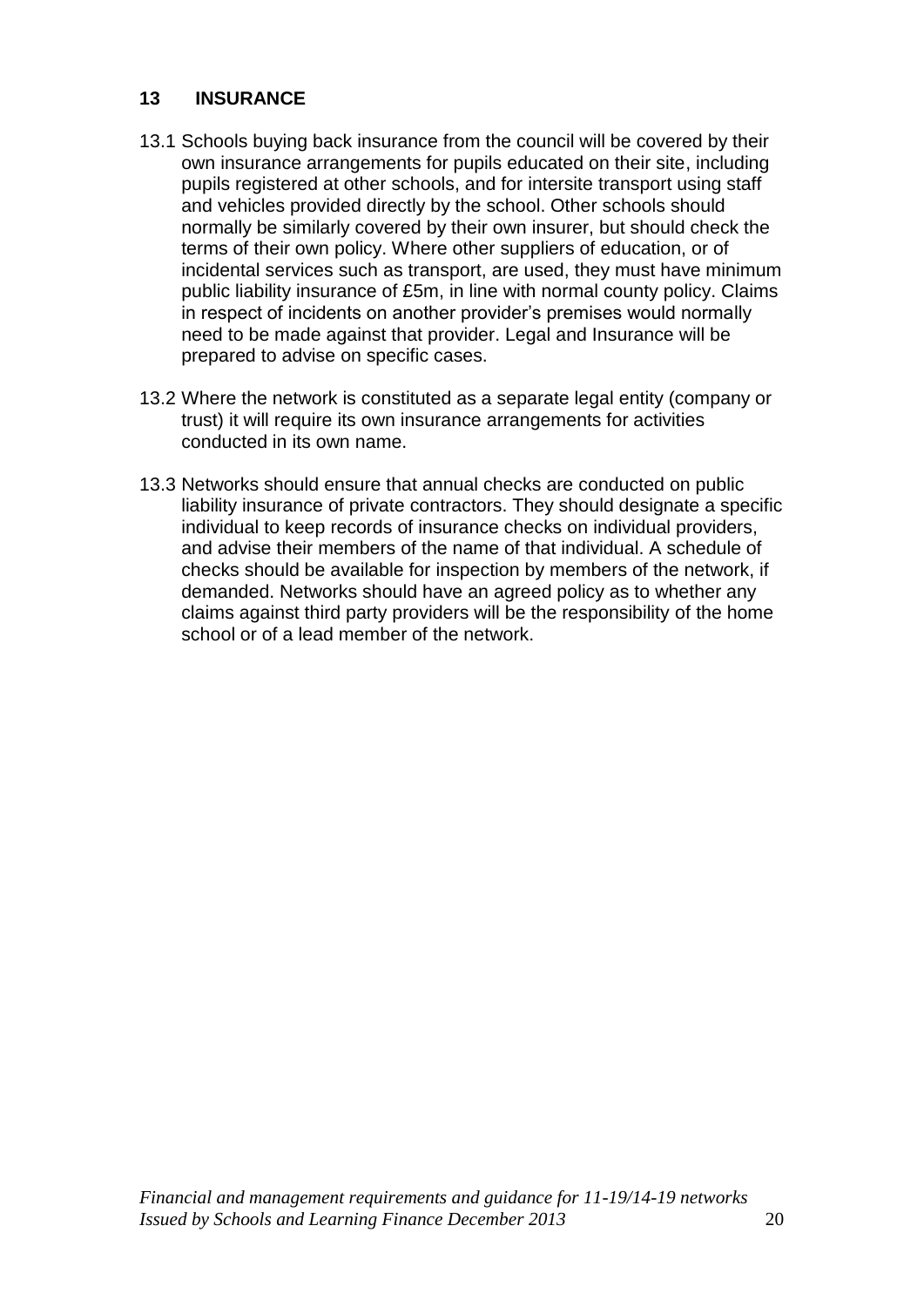## 13 INSURANCE

13.1 Schools buying back insurance from the council will be covered by their own insurance arrangements for pupils educated on their site, including pupils registered at other schools, and for intersite transport using staff and vehicles provided directly by the school. Other schools should normally be similarly covered by their own insurer, but should check the terms of their own policy. Where other suppliers of education, or of incidental services such as transport, are used, they must have minimum public liability insurance of £5m, in line with normal county policy. Claims in respect of incidents on another provider's premises would normally need to be made against that provider. Legal and Insurance will be prepared to advise on specific cases.

13.2 Where the network is constituted as a separate legal entity (company or trust) it will require its own insurance arrangements for activities conducted in its own name.

13.3 Networks should ensure that annual checks are conducted on public liability insurance of private contractors. They should designate a specific individual to keep records of insurance checks on individual providers, and advise their members of the name of that individual. A schedule of checks should be available for inspection by members of the network, if demanded. Networks should have an agreed policy as to whether any claims against third party providers will be the responsibility of the home school or of a lead member of the network.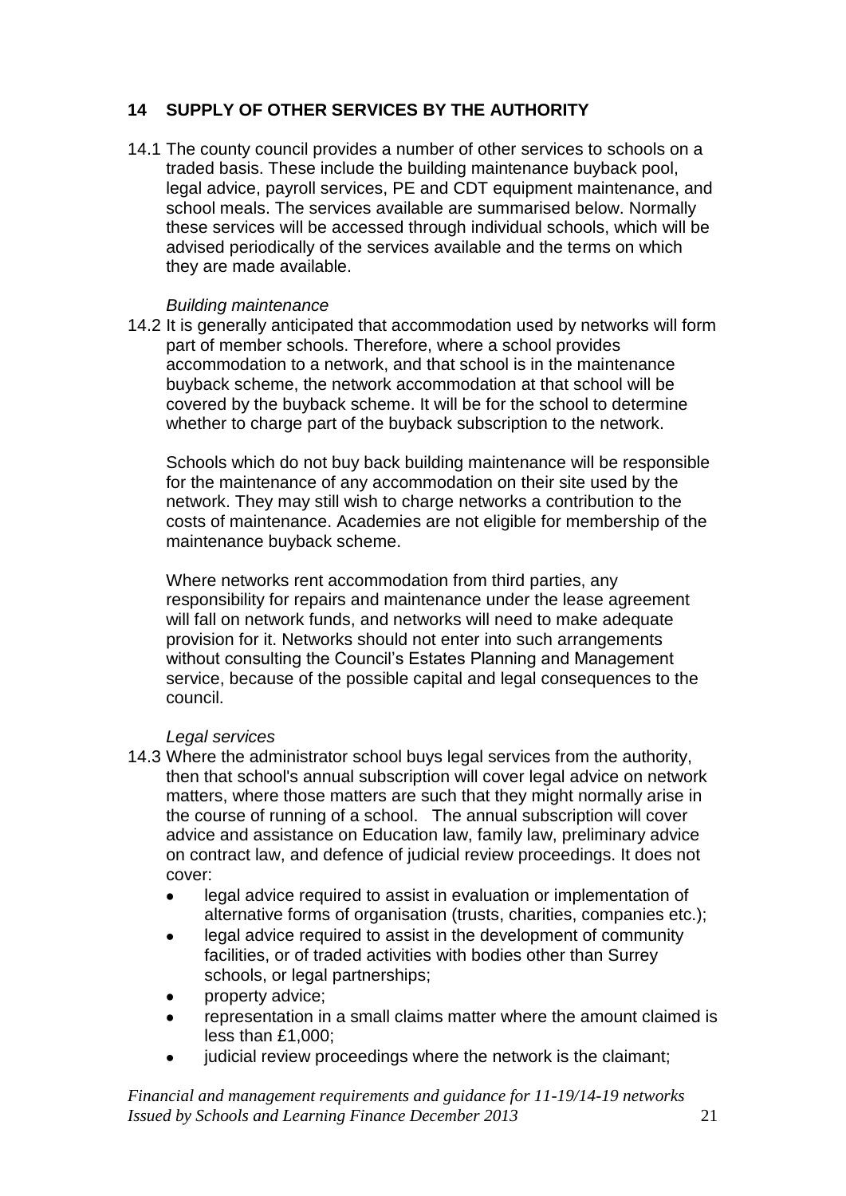## 14 SUPPLY OF OTHER SERVICES BY THE AUTHORITY

14.1 The county council provides a number of other services to schools on a traded basis. These include the building maintenance buyback pool, legal advice, payroll services, PE and CDT equipment maintenance, and school meals. The services available are summarised below. Normally these services will be accessed through individual schools, which will be advised periodically of the services available and the terms on which they are made available.

*Building maintenance*

14.2 It is generally anticipated that accommodation used by networks will form part of member schools. Therefore, where a school provides accommodation to a network, and that school is in the maintenance buyback scheme, the network accommodation at that school will be covered by the buyback scheme. It will be for the school to determine whether to charge part of the buyback subscription to the network.

Schools which do not buy back building maintenance will be responsible for the maintenance of any accommodation on their site used by the network. They may still wish to charge networks a contribution to the costs of maintenance. Academies are not eligible for membership of the maintenance buyback scheme.

Where networks rent accommodation from third parties, any responsibility for repairs and maintenance under the lease agreement will fall on network funds, and networks will need to make adequate provision for it. Networks should not enter into such arrangements without consulting the Council's Estates Planning and Management service, because of the possible capital and legal consequences to the council.

*Legal services*

14.3 Where the administrator school buys legal services from the authority, then that school's annual subscription will cover legal advice on network matters, where those matters are such that they might normally arise in the course of running of a school. The annual subscription will cover advice and assistance on Education law, family law, preliminary advice on contract law, and defence of judicial review proceedings. It does not cover:

- legal advice required to assist in evaluation or implementation of alternative forms of organisation (trusts, charities, companies etc.);
- legal advice required to assist in the development of community facilities, or of traded activities with bodies other than Surrey schools, or legal partnerships;
- property advice;
- representation in a small claims matter where the amount claimed is less than £1,000;
- judicial review proceedings where the network is the claimant;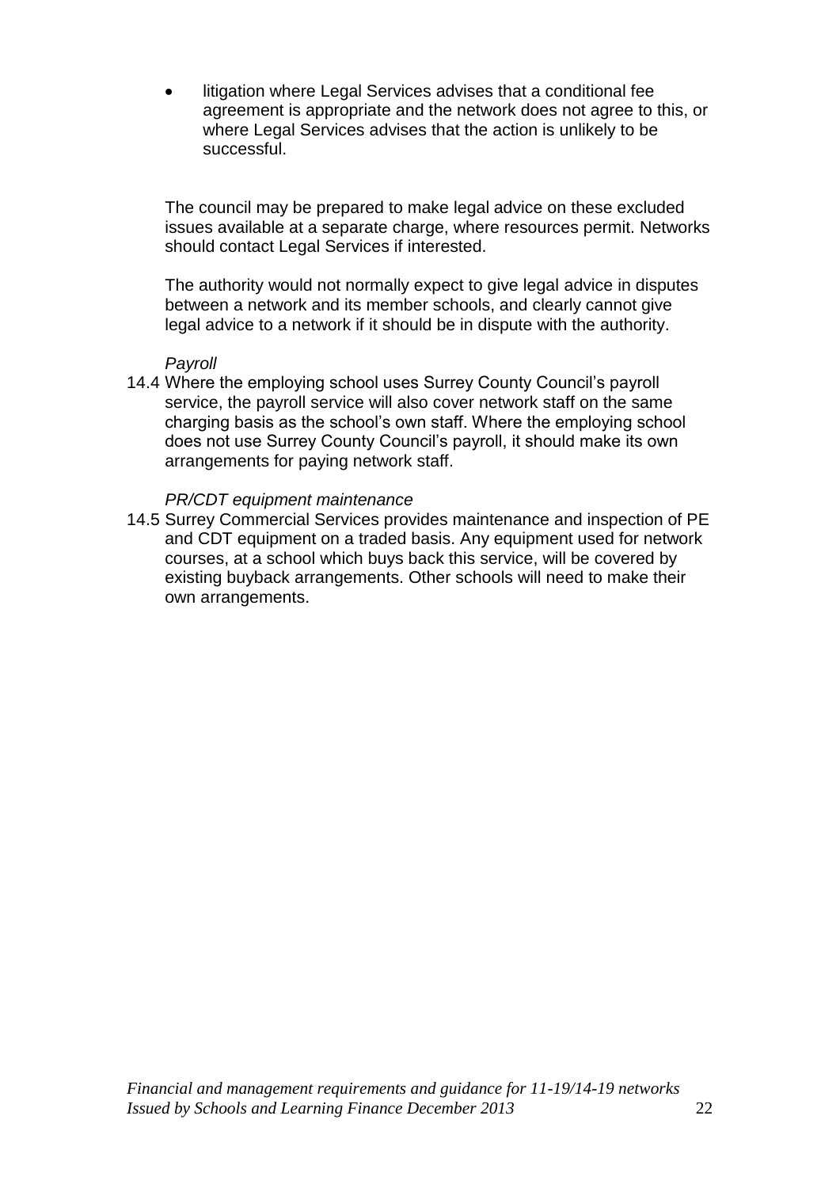- litigation where Legal Services advises that a conditional fee agreement is appropriate and the network does not agree to this, or where Legal Services advises that the action is unlikely to be successful.

The council may be prepared to make legal advice on these excluded issues available at a separate charge, where resources permit. Networks should contact Legal Services if interested.

The authority would not normally expect to give legal advice in disputes between a network and its member schools, and clearly cannot give legal advice to a network if it should be in dispute with the authority.

*Payroll*

14.4 Where the employing school uses Surrey County Council's payroll service, the payroll service will also cover network staff on the same charging basis as the school's own staff. Where the employing school does not use Surrey County Council's payroll, it should make its own arrangements for paying network staff.

*PR/CDT equipment maintenance*

14.5 Surrey Commercial Services provides maintenance and inspection of PE and CDT equipment on a traded basis. Any equipment used for network courses, at a school which buys back this service, will be covered by existing buyback arrangements. Other schools will need to make their own arrangements.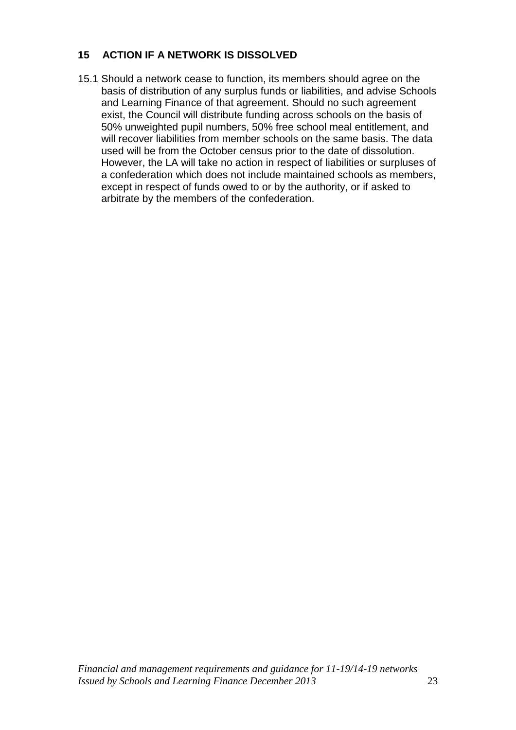## 15 ACTION IF A NETWORK IS DISSOLVED

15.1 Should a network cease to function, its members should agree on the basis of distribution of any surplus funds or liabilities, and advise Schools and Learning Finance of that agreement. Should no such agreement exist, the Council will distribute funding across schools on the basis of 50% unweighted pupil numbers, 50% free school meal entitlement, and will recover liabilities from member schools on the same basis. The data used will be from the October census prior to the date of dissolution. However, the LA will take no action in respect of liabilities or surpluses of a confederation which does not include maintained schools as members, except in respect of funds owed to or by the authority, or if asked to arbitrate by the members of the confederation.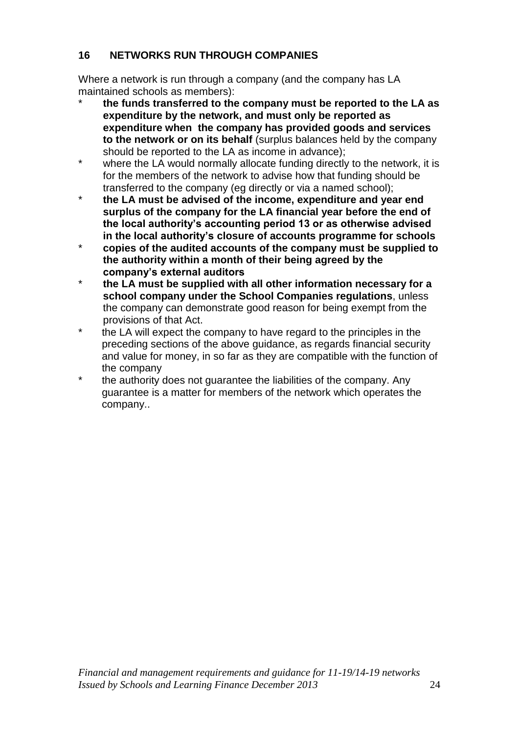## 16 NETWORKS RUN THROUGH COMPANIES

Where a network is run through a company (and the company has LA maintained schools as members):

- **the funds transferred to the company must be reported to the LA as expenditure by the network, and must only be reported as expenditure when the company has provided goods and services to the network or on its behalf** (surplus balances held by the company should be reported to the LA as income in advance);
- where the LA would normally allocate funding directly to the network, it is for the members of the network to advise how that funding should be transferred to the company (eg directly or via a named school);
- **the LA must be advised of the income, expenditure and year end surplus of the company for the LA financial year before the end of the local authority's accounting period 13 or as otherwise advised in the local authority's closure of accounts programme for schools**
- **copies of the audited accounts of the company must be supplied to the authority within a month of their being agreed by the company's external auditors**
- **the LA must be supplied with all other information necessary for a school company under the School Companies regulations**, unless the company can demonstrate good reason for being exempt from the provisions of that Act.
- the LA will expect the company to have regard to the principles in the preceding sections of the above guidance, as regards financial security and value for money, in so far as they are compatible with the function of the company
- the authority does not guarantee the liabilities of the company. Any guarantee is a matter for members of the network which operates the company..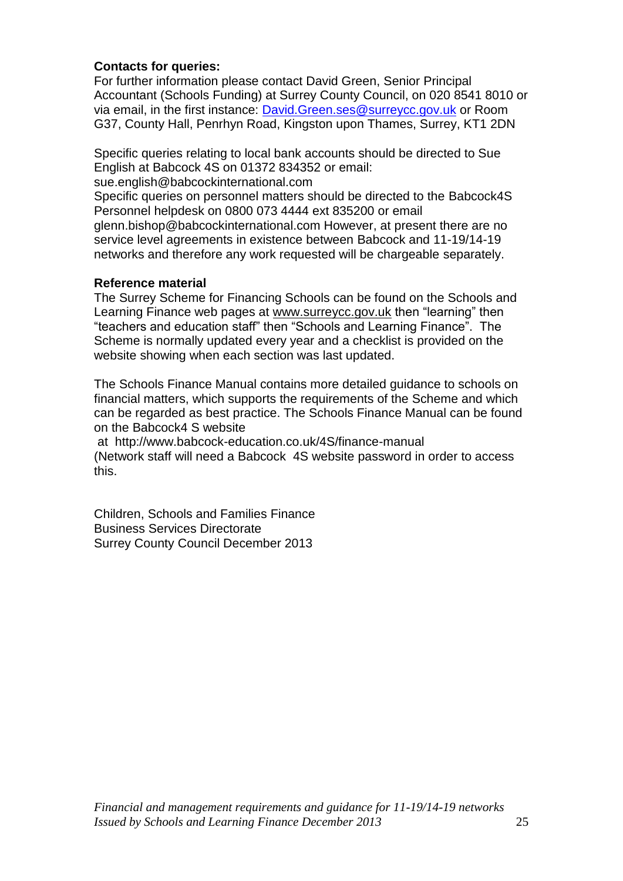**Contacts for queries:**

For further information please contact David Green, Senior Principal Accountant (Schools Funding) at Surrey County Council, on 020 8541 8010 or via email, in the first instance: David.Green.ses@surreycc.gov.uk or Room G37, County Hall, Penrhyn Road, Kingston upon Thames, Surrey, KT1 2DN

Specific queries relating to local bank accounts should be directed to Sue English at Babcock 4S on 01372 834352 or email: sue.english@babcockinternational.com

Specific queries on personnel matters should be directed to the Babcock4S Personnel helpdesk on 0800 073 4444 ext 835200 or email glenn.bishop@babcockinternational.com However, at present there are no service level agreements in existence between Babcock and 11-19/14-19 networks and therefore any work requested will be chargeable separately.

**Reference material**

The Surrey Scheme for Financing Schools can be found on the Schools and Learning Finance web pages at www.surreycc.gov.uk then "learning" then "teachers and education staff" then "Schools and Learning Finance". The Scheme is normally updated every year and a checklist is provided on the website showing when each section was last updated.

The Schools Finance Manual contains more detailed guidance to schools on financial matters, which supports the requirements of the Scheme and which can be regarded as best practice. The Schools Finance Manual can be found on the Babcock4 S website at http://www.babcock-education.co.uk/4S/finance-manual (Network staff will need a Babcock 4S website password in order to access this.

Children, Schools and Families Finance
Business Services Directorate
Surrey County Council December 2013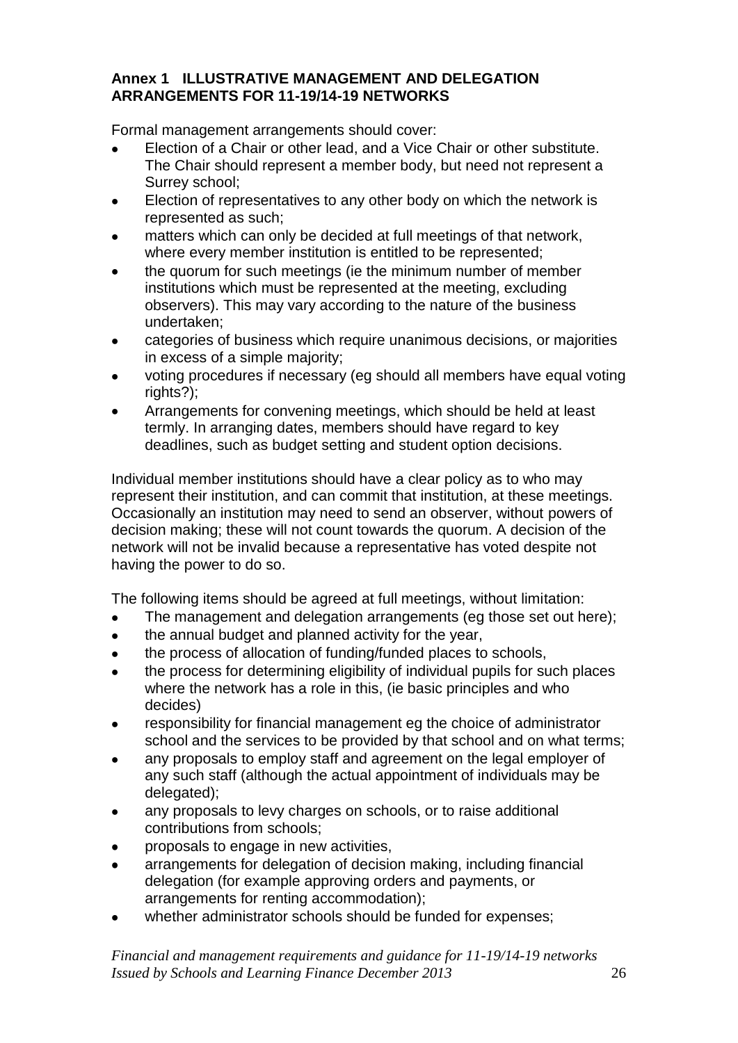## Annex 1 ILLUSTRATIVE MANAGEMENT AND DELEGATION ARRANGEMENTS FOR 11-19/14-19 NETWORKS

Formal management arrangements should cover:

- Election of a Chair or other lead, and a Vice Chair or other substitute. The Chair should represent a member body, but need not represent a Surrey school;
- Election of representatives to any other body on which the network is represented as such;
- matters which can only be decided at full meetings of that network, where every member institution is entitled to be represented;
- the quorum for such meetings (ie the minimum number of member institutions which must be represented at the meeting, excluding observers). This may vary according to the nature of the business undertaken;
- categories of business which require unanimous decisions, or majorities in excess of a simple majority;
- voting procedures if necessary (eg should all members have equal voting rights?);
- Arrangements for convening meetings, which should be held at least termly. In arranging dates, members should have regard to key deadlines, such as budget setting and student option decisions.

Individual member institutions should have a clear policy as to who may represent their institution, and can commit that institution, at these meetings. Occasionally an institution may need to send an observer, without powers of decision making; these will not count towards the quorum. A decision of the network will not be invalid because a representative has voted despite not having the power to do so.

The following items should be agreed at full meetings, without limitation:

- The management and delegation arrangements (eg those set out here);
- the annual budget and planned activity for the year,
- the process of allocation of funding/funded places to schools,
- the process for determining eligibility of individual pupils for such places where the network has a role in this, (ie basic principles and who decides)
- responsibility for financial management eg the choice of administrator school and the services to be provided by that school and on what terms;
- any proposals to employ staff and agreement on the legal employer of any such staff (although the actual appointment of individuals may be delegated);
- any proposals to levy charges on schools, or to raise additional contributions from schools;
- proposals to engage in new activities,
- arrangements for delegation of decision making, including financial delegation (for example approving orders and payments, or arrangements for renting accommodation);
- whether administrator schools should be funded for expenses;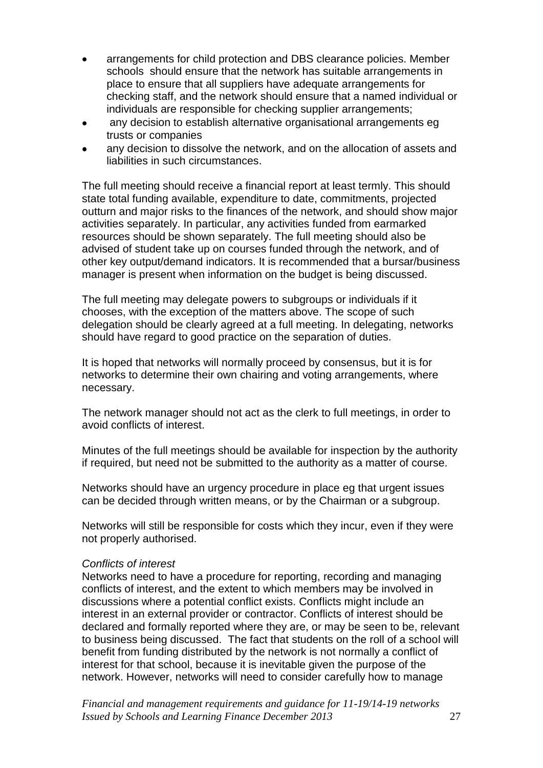- arrangements for child protection and DBS clearance policies. Member schools should ensure that the network has suitable arrangements in place to ensure that all suppliers have adequate arrangements for checking staff, and the network should ensure that a named individual or individuals are responsible for checking supplier arrangements;
- any decision to establish alternative organisational arrangements eg trusts or companies
- any decision to dissolve the network, and on the allocation of assets and liabilities in such circumstances.

The full meeting should receive a financial report at least termly. This should state total funding available, expenditure to date, commitments, projected outturn and major risks to the finances of the network, and should show major activities separately. In particular, any activities funded from earmarked resources should be shown separately. The full meeting should also be advised of student take up on courses funded through the network, and of other key output/demand indicators. It is recommended that a bursar/business manager is present when information on the budget is being discussed.

The full meeting may delegate powers to subgroups or individuals if it chooses, with the exception of the matters above. The scope of such delegation should be clearly agreed at a full meeting. In delegating, networks should have regard to good practice on the separation of duties.

It is hoped that networks will normally proceed by consensus, but it is for networks to determine their own chairing and voting arrangements, where necessary.

The network manager should not act as the clerk to full meetings, in order to avoid conflicts of interest.

Minutes of the full meetings should be available for inspection by the authority if required, but need not be submitted to the authority as a matter of course.

Networks should have an urgency procedure in place eg that urgent issues can be decided through written means, or by the Chairman or a subgroup.

Networks will still be responsible for costs which they incur, even if they were not properly authorised.

*Conflicts of interest*

Networks need to have a procedure for reporting, recording and managing conflicts of interest, and the extent to which members may be involved in discussions where a potential conflict exists. Conflicts might include an interest in an external provider or contractor. Conflicts of interest should be declared and formally reported where they are, or may be seen to be, relevant to business being discussed. The fact that students on the roll of a school will benefit from funding distributed by the network is not normally a conflict of interest for that school, because it is inevitable given the purpose of the network. However, networks will need to consider carefully how to manage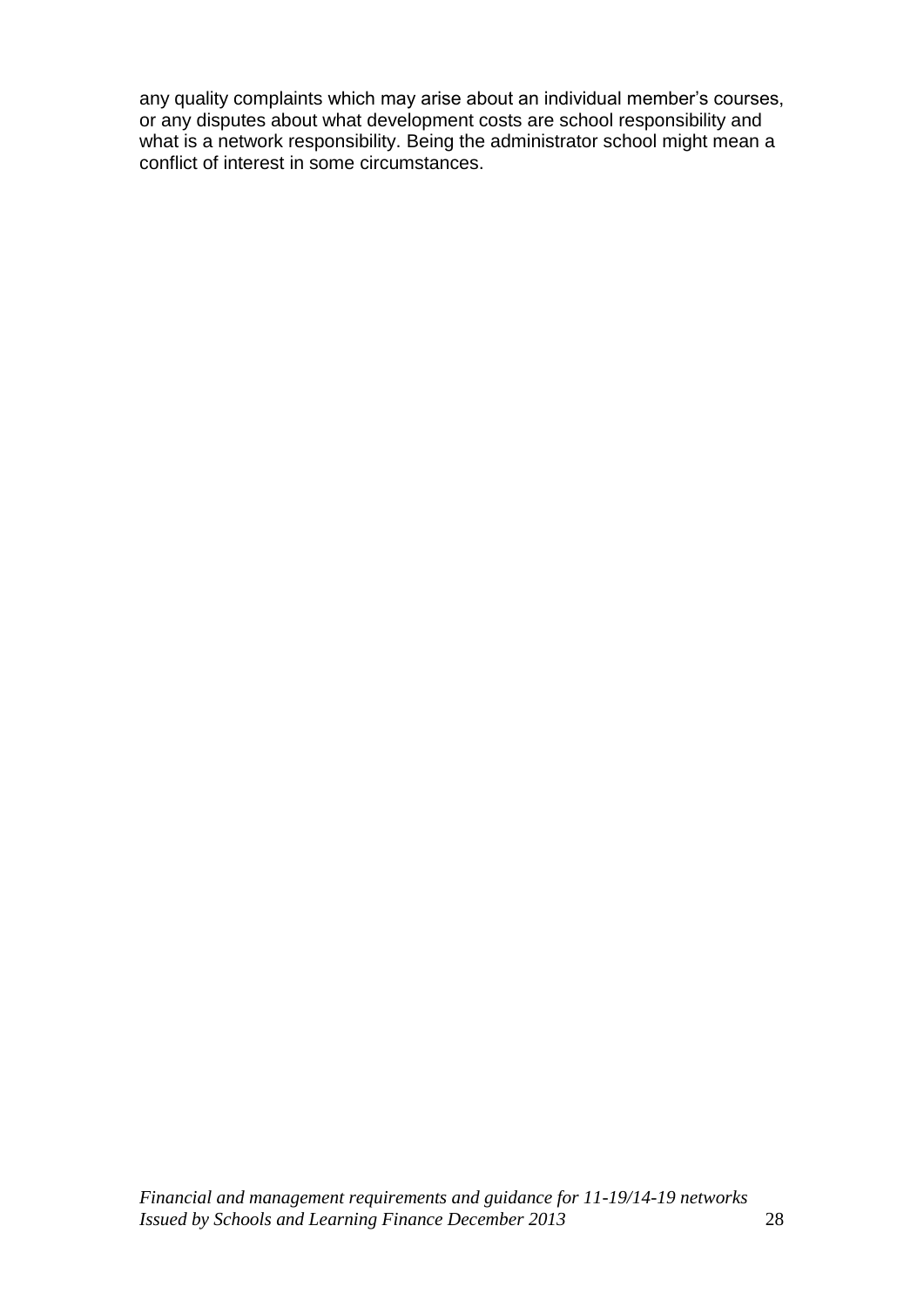any quality complaints which may arise about an individual member's courses, or any disputes about what development costs are school responsibility and what is a network responsibility. Being the administrator school might mean a conflict of interest in some circumstances.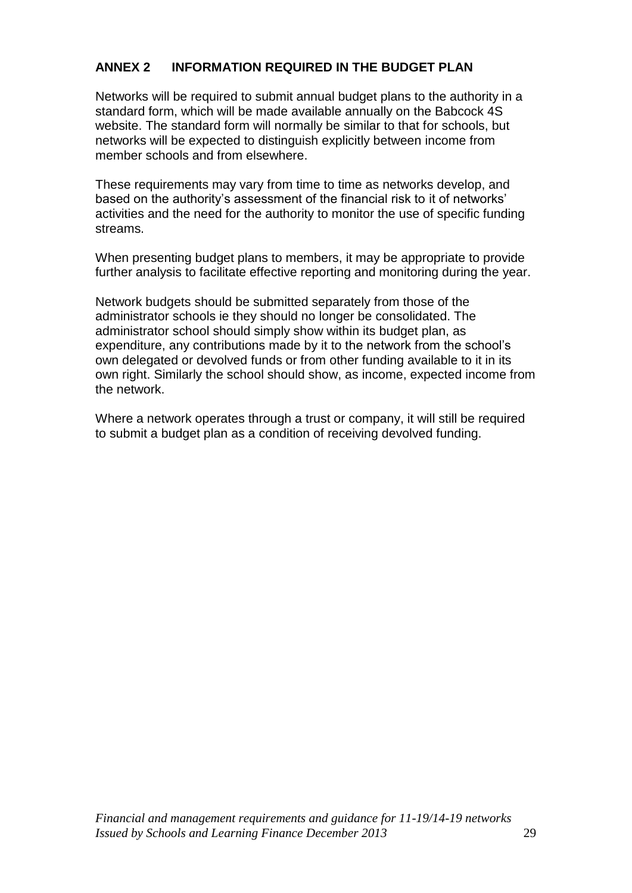## ANNEX 2 INFORMATION REQUIRED IN THE BUDGET PLAN

Networks will be required to submit annual budget plans to the authority in a standard form, which will be made available annually on the Babcock 4S website. The standard form will normally be similar to that for schools, but networks will be expected to distinguish explicitly between income from member schools and from elsewhere.

These requirements may vary from time to time as networks develop, and based on the authority's assessment of the financial risk to it of networks' activities and the need for the authority to monitor the use of specific funding streams.

When presenting budget plans to members, it may be appropriate to provide further analysis to facilitate effective reporting and monitoring during the year.

Network budgets should be submitted separately from those of the administrator schools ie they should no longer be consolidated. The administrator school should simply show within its budget plan, as expenditure, any contributions made by it to the network from the school's own delegated or devolved funds or from other funding available to it in its own right. Similarly the school should show, as income, expected income from the network.

Where a network operates through a trust or company, it will still be required to submit a budget plan as a condition of receiving devolved funding.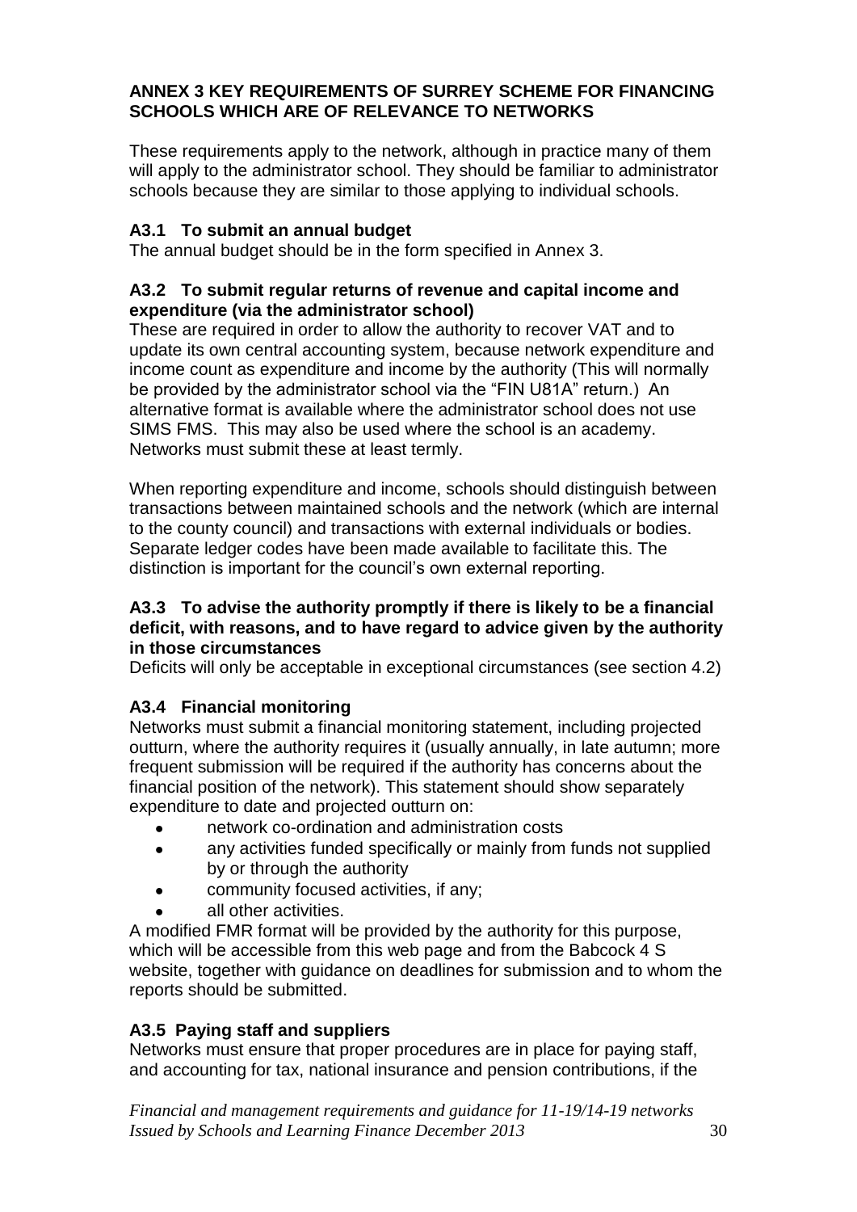## ANNEX 3 KEY REQUIREMENTS OF SURREY SCHEME FOR FINANCING SCHOOLS WHICH ARE OF RELEVANCE TO NETWORKS

These requirements apply to the network, although in practice many of them will apply to the administrator school. They should be familiar to administrator schools because they are similar to those applying to individual schools.

### A3.1 To submit an annual budget

The annual budget should be in the form specified in Annex 3.

### A3.2 To submit regular returns of revenue and capital income and expenditure (via the administrator school)

These are required in order to allow the authority to recover VAT and to update its own central accounting system, because network expenditure and income count as expenditure and income by the authority (This will normally be provided by the administrator school via the "FIN U81A" return.) An alternative format is available where the administrator school does not use SIMS FMS. This may also be used where the school is an academy. Networks must submit these at least termly.

When reporting expenditure and income, schools should distinguish between transactions between maintained schools and the network (which are internal to the county council) and transactions with external individuals or bodies. Separate ledger codes have been made available to facilitate this. The distinction is important for the council's own external reporting.

### A3.3 To advise the authority promptly if there is likely to be a financial deficit, with reasons, and to have regard to advice given by the authority in those circumstances

Deficits will only be acceptable in exceptional circumstances (see section 4.2)

### A3.4 Financial monitoring

Networks must submit a financial monitoring statement, including projected outturn, where the authority requires it (usually annually, in late autumn; more frequent submission will be required if the authority has concerns about the financial position of the network). This statement should show separately expenditure to date and projected outturn on:

- network co-ordination and administration costs
- any activities funded specifically or mainly from funds not supplied by or through the authority
- community focused activities, if any;
- all other activities.

A modified FMR format will be provided by the authority for this purpose, which will be accessible from this web page and from the Babcock 4 S website, together with guidance on deadlines for submission and to whom the reports should be submitted.

### A3.5 Paying staff and suppliers

Networks must ensure that proper procedures are in place for paying staff, and accounting for tax, national insurance and pension contributions, if the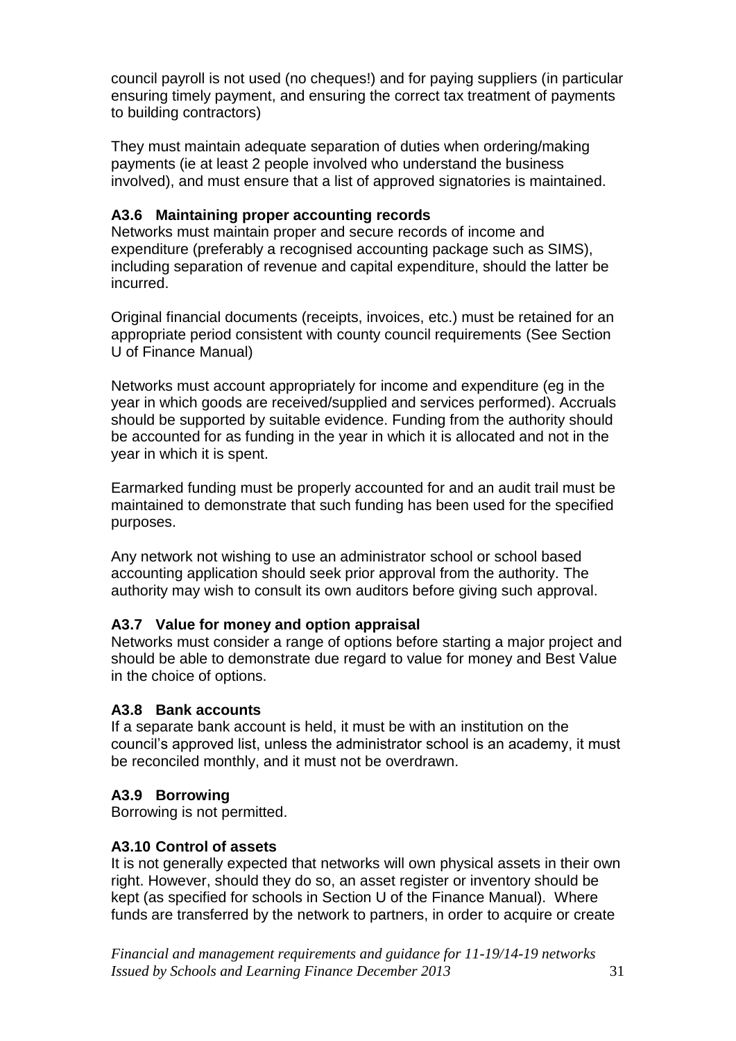council payroll is not used (no cheques!) and for paying suppliers (in particular ensuring timely payment, and ensuring the correct tax treatment of payments to building contractors)

They must maintain adequate separation of duties when ordering/making payments (ie at least 2 people involved who understand the business involved), and must ensure that a list of approved signatories is maintained.

### A3.6 Maintaining proper accounting records

Networks must maintain proper and secure records of income and expenditure (preferably a recognised accounting package such as SIMS), including separation of revenue and capital expenditure, should the latter be incurred.

Original financial documents (receipts, invoices, etc.) must be retained for an appropriate period consistent with county council requirements (See Section U of Finance Manual)

Networks must account appropriately for income and expenditure (eg in the year in which goods are received/supplied and services performed). Accruals should be supported by suitable evidence. Funding from the authority should be accounted for as funding in the year in which it is allocated and not in the year in which it is spent.

Earmarked funding must be properly accounted for and an audit trail must be maintained to demonstrate that such funding has been used for the specified purposes.

Any network not wishing to use an administrator school or school based accounting application should seek prior approval from the authority. The authority may wish to consult its own auditors before giving such approval.

### A3.7 Value for money and option appraisal

Networks must consider a range of options before starting a major project and should be able to demonstrate due regard to value for money and Best Value in the choice of options.

### A3.8 Bank accounts

If a separate bank account is held, it must be with an institution on the council's approved list, unless the administrator school is an academy, it must be reconciled monthly, and it must not be overdrawn.

### A3.9 Borrowing

Borrowing is not permitted.

### A3.10 Control of assets

It is not generally expected that networks will own physical assets in their own right. However, should they do so, an asset register or inventory should be kept (as specified for schools in Section U of the Finance Manual). Where funds are transferred by the network to partners, in order to acquire or create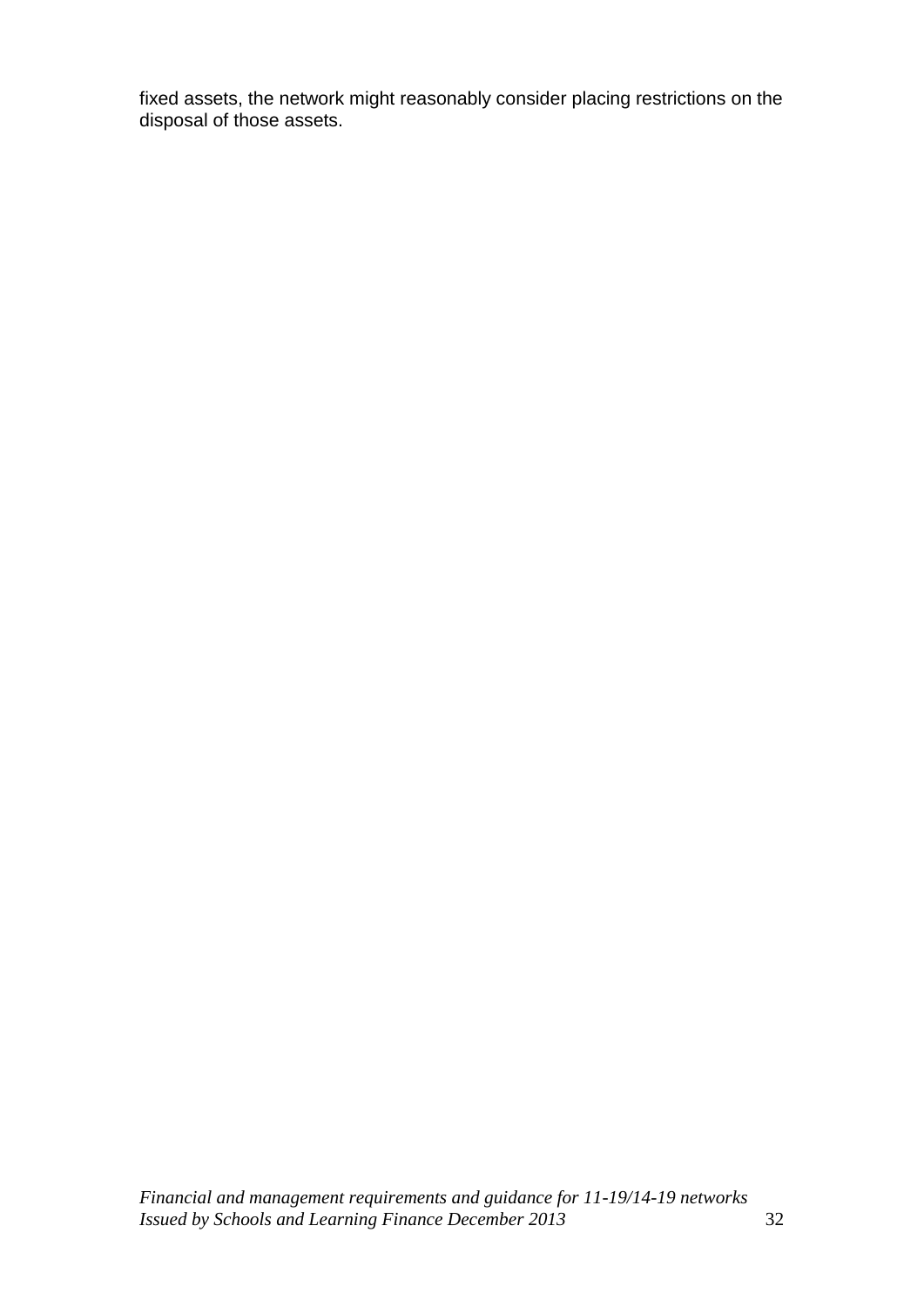fixed assets, the network might reasonably consider placing restrictions on the disposal of those assets.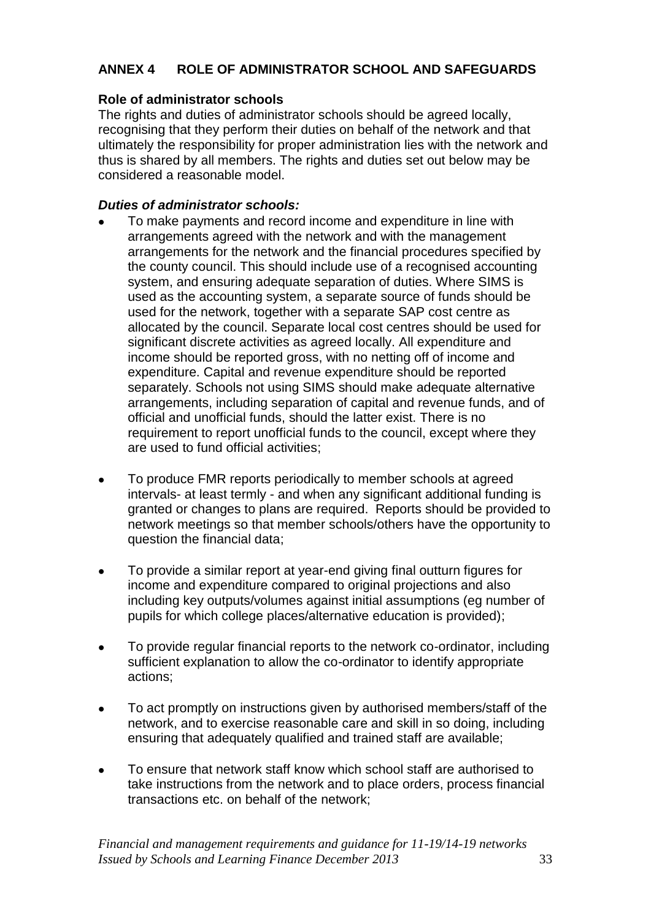## ANNEX 4 ROLE OF ADMINISTRATOR SCHOOL AND SAFEGUARDS

**Role of administrator schools**

The rights and duties of administrator schools should be agreed locally, recognising that they perform their duties on behalf of the network and that ultimately the responsibility for proper administration lies with the network and thus is shared by all members. The rights and duties set out below may be considered a reasonable model.

***Duties of administrator schools:***

- To make payments and record income and expenditure in line with arrangements agreed with the network and with the management arrangements for the network and the financial procedures specified by the county council. This should include use of a recognised accounting system, and ensuring adequate separation of duties. Where SIMS is used as the accounting system, a separate source of funds should be used for the network, together with a separate SAP cost centre as allocated by the council. Separate local cost centres should be used for significant discrete activities as agreed locally. All expenditure and income should be reported gross, with no netting off of income and expenditure. Capital and revenue expenditure should be reported separately. Schools not using SIMS should make adequate alternative arrangements, including separation of capital and revenue funds, and of official and unofficial funds, should the latter exist. There is no requirement to report unofficial funds to the council, except where they are used to fund official activities;

- To produce FMR reports periodically to member schools at agreed intervals- at least termly - and when any significant additional funding is granted or changes to plans are required. Reports should be provided to network meetings so that member schools/others have the opportunity to question the financial data;

- To provide a similar report at year-end giving final outturn figures for income and expenditure compared to original projections and also including key outputs/volumes against initial assumptions (eg number of pupils for which college places/alternative education is provided);

- To provide regular financial reports to the network co-ordinator, including sufficient explanation to allow the co-ordinator to identify appropriate actions;

- To act promptly on instructions given by authorised members/staff of the network, and to exercise reasonable care and skill in so doing, including ensuring that adequately qualified and trained staff are available;

- To ensure that network staff know which school staff are authorised to take instructions from the network and to place orders, process financial transactions etc. on behalf of the network;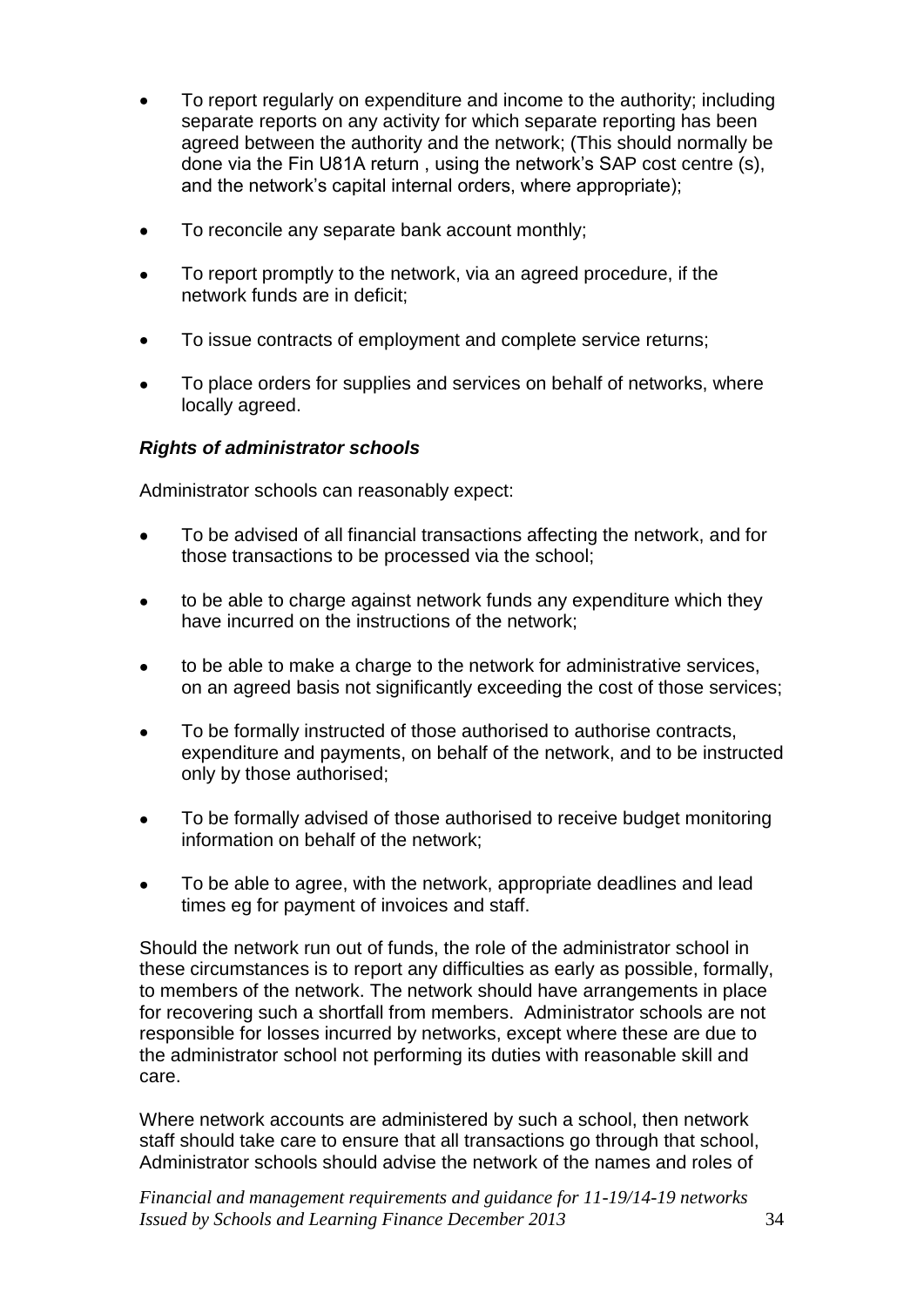- To report regularly on expenditure and income to the authority; including separate reports on any activity for which separate reporting has been agreed between the authority and the network; (This should normally be done via the Fin U81A return , using the network's SAP cost centre (s), and the network's capital internal orders, where appropriate);
- To reconcile any separate bank account monthly;
- To report promptly to the network, via an agreed procedure, if the network funds are in deficit;
- To issue contracts of employment and complete service returns;
- To place orders for supplies and services on behalf of networks, where locally agreed.

***Rights of administrator schools***

Administrator schools can reasonably expect:

- To be advised of all financial transactions affecting the network, and for those transactions to be processed via the school;
- to be able to charge against network funds any expenditure which they have incurred on the instructions of the network;
- to be able to make a charge to the network for administrative services, on an agreed basis not significantly exceeding the cost of those services;
- To be formally instructed of those authorised to authorise contracts, expenditure and payments, on behalf of the network, and to be instructed only by those authorised;
- To be formally advised of those authorised to receive budget monitoring information on behalf of the network;
- To be able to agree, with the network, appropriate deadlines and lead times eg for payment of invoices and staff.

Should the network run out of funds, the role of the administrator school in these circumstances is to report any difficulties as early as possible, formally, to members of the network. The network should have arrangements in place for recovering such a shortfall from members. Administrator schools are not responsible for losses incurred by networks, except where these are due to the administrator school not performing its duties with reasonable skill and care.

Where network accounts are administered by such a school, then network staff should take care to ensure that all transactions go through that school, Administrator schools should advise the network of the names and roles of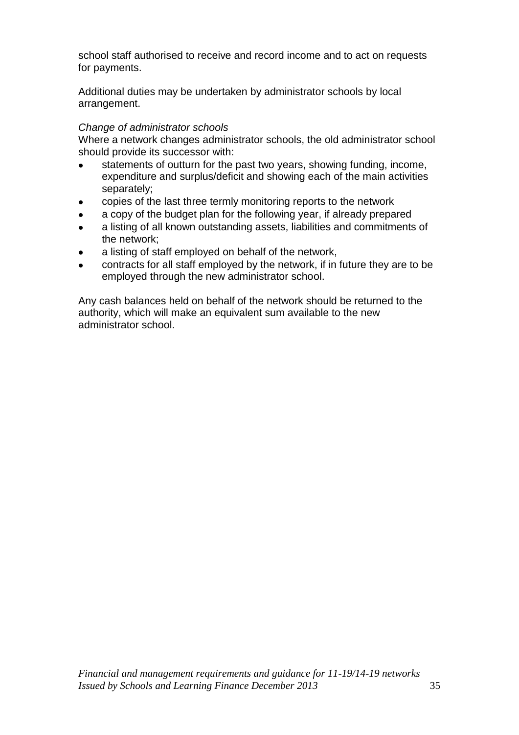school staff authorised to receive and record income and to act on requests for payments.

Additional duties may be undertaken by administrator schools by local arrangement.

*Change of administrator schools*

Where a network changes administrator schools, the old administrator school should provide its successor with:

- statements of outturn for the past two years, showing funding, income, expenditure and surplus/deficit and showing each of the main activities separately;
- copies of the last three termly monitoring reports to the network
- a copy of the budget plan for the following year, if already prepared
- a listing of all known outstanding assets, liabilities and commitments of the network;
- a listing of staff employed on behalf of the network,
- contracts for all staff employed by the network, if in future they are to be employed through the new administrator school.

Any cash balances held on behalf of the network should be returned to the authority, which will make an equivalent sum available to the new administrator school.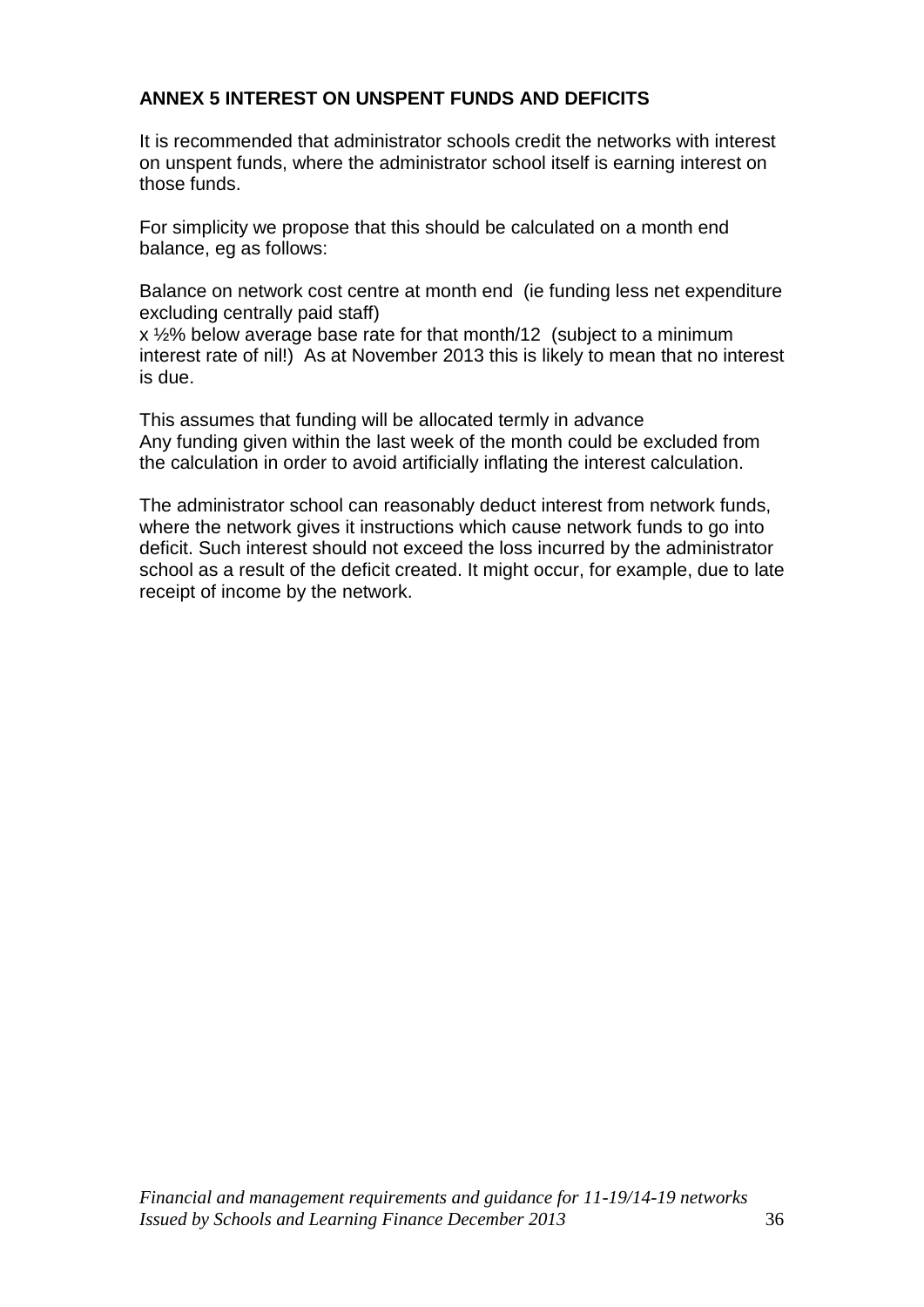## ANNEX 5 INTEREST ON UNSPENT FUNDS AND DEFICITS

It is recommended that administrator schools credit the networks with interest on unspent funds, where the administrator school itself is earning interest on those funds.

For simplicity we propose that this should be calculated on a month end balance, eg as follows:

Balance on network cost centre at month end (ie funding less net expenditure excluding centrally paid staff)
x ½% below average base rate for that month/12 (subject to a minimum interest rate of nil!) As at November 2013 this is likely to mean that no interest is due.

This assumes that funding will be allocated termly in advance
Any funding given within the last week of the month could be excluded from the calculation in order to avoid artificially inflating the interest calculation.

The administrator school can reasonably deduct interest from network funds, where the network gives it instructions which cause network funds to go into deficit. Such interest should not exceed the loss incurred by the administrator school as a result of the deficit created. It might occur, for example, due to late receipt of income by the network.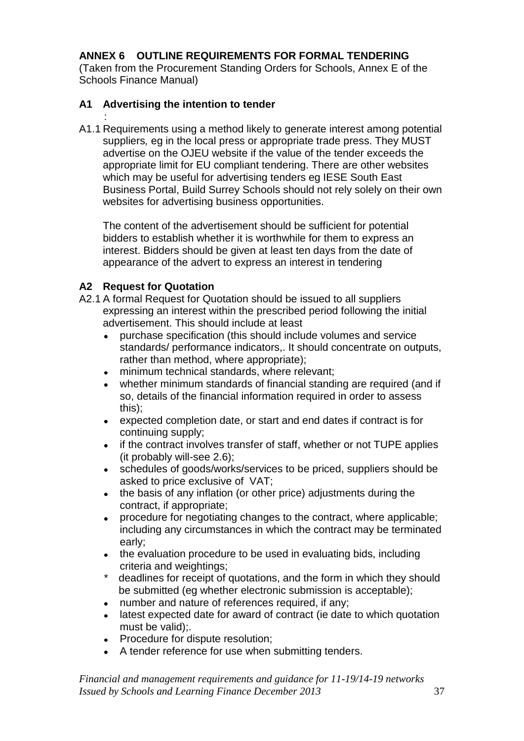## ANNEX 6 OUTLINE REQUIREMENTS FOR FORMAL TENDERING

(Taken from the Procurement Standing Orders for Schools, Annex E of the Schools Finance Manual)

### A1 Advertising the intention to tender

:

A1.1 Requirements using a method likely to generate interest among potential suppliers*,* eg in the local press or appropriate trade press. They MUST advertise on the OJEU website if the value of the tender exceeds the appropriate limit for EU compliant tendering. There are other websites which may be useful for advertising tenders eg IESE South East Business Portal, Build Surrey Schools should not rely solely on their own websites for advertising business opportunities.

The content of the advertisement should be sufficient for potential bidders to establish whether it is worthwhile for them to express an interest. Bidders should be given at least ten days from the date of appearance of the advert to express an interest in tendering

### A2 Request for Quotation

A2.1 A formal Request for Quotation should be issued to all suppliers expressing an interest within the prescribed period following the initial advertisement. This should include at least

- purchase specification (this should include volumes and service standards/ performance indicators,. It should concentrate on outputs, rather than method, where appropriate);
- minimum technical standards, where relevant;
- whether minimum standards of financial standing are required (and if so, details of the financial information required in order to assess this);
- expected completion date, or start and end dates if contract is for continuing supply;
- if the contract involves transfer of staff, whether or not TUPE applies (it probably will-see 2.6);
- schedules of goods/works/services to be priced, suppliers should be asked to price exclusive of VAT;
- the basis of any inflation (or other price) adjustments during the contract, if appropriate;
- procedure for negotiating changes to the contract, where applicable; including any circumstances in which the contract may be terminated early;
- the evaluation procedure to be used in evaluating bids, including criteria and weightings;
- deadlines for receipt of quotations, and the form in which they should be submitted (eg whether electronic submission is acceptable);
- number and nature of references required, if any;
- latest expected date for award of contract (ie date to which quotation must be valid);.
- Procedure for dispute resolution;
- A tender reference for use when submitting tenders.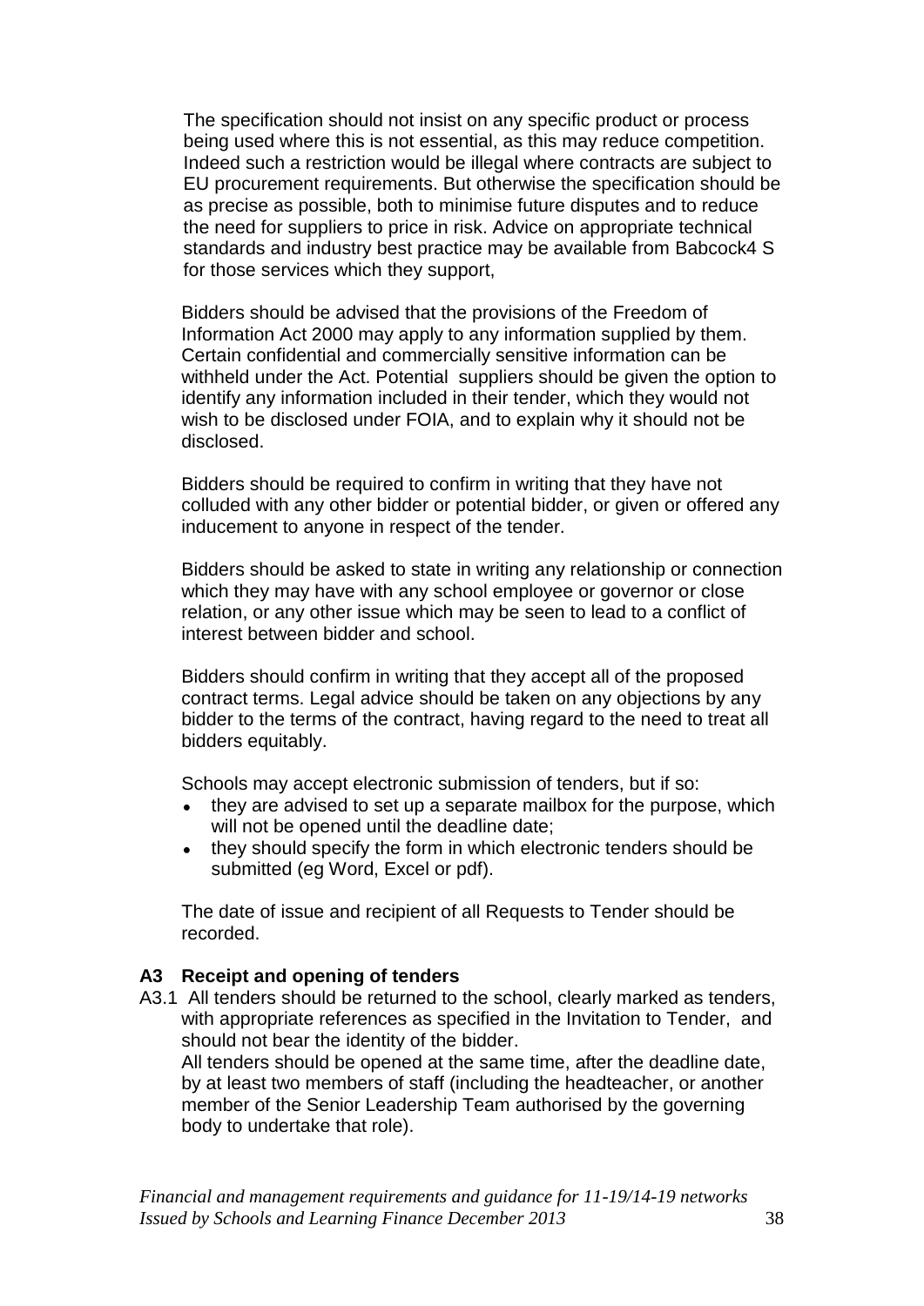The specification should not insist on any specific product or process being used where this is not essential, as this may reduce competition. Indeed such a restriction would be illegal where contracts are subject to EU procurement requirements. But otherwise the specification should be as precise as possible, both to minimise future disputes and to reduce the need for suppliers to price in risk. Advice on appropriate technical standards and industry best practice may be available from Babcock4 S for those services which they support,

Bidders should be advised that the provisions of the Freedom of Information Act 2000 may apply to any information supplied by them. Certain confidential and commercially sensitive information can be withheld under the Act. Potential suppliers should be given the option to identify any information included in their tender, which they would not wish to be disclosed under FOIA, and to explain why it should not be disclosed.

Bidders should be required to confirm in writing that they have not colluded with any other bidder or potential bidder, or given or offered any inducement to anyone in respect of the tender.

Bidders should be asked to state in writing any relationship or connection which they may have with any school employee or governor or close relation, or any other issue which may be seen to lead to a conflict of interest between bidder and school.

Bidders should confirm in writing that they accept all of the proposed contract terms. Legal advice should be taken on any objections by any bidder to the terms of the contract, having regard to the need to treat all bidders equitably.

Schools may accept electronic submission of tenders, but if so:

- they are advised to set up a separate mailbox for the purpose, which will not be opened until the deadline date;
- they should specify the form in which electronic tenders should be submitted (eg Word, Excel or pdf).

The date of issue and recipient of all Requests to Tender should be recorded.

### A3 Receipt and opening of tenders

A3.1 All tenders should be returned to the school, clearly marked as tenders, with appropriate references as specified in the Invitation to Tender, and should not bear the identity of the bidder.
All tenders should be opened at the same time, after the deadline date, by at least two members of staff (including the headteacher, or another member of the Senior Leadership Team authorised by the governing body to undertake that role).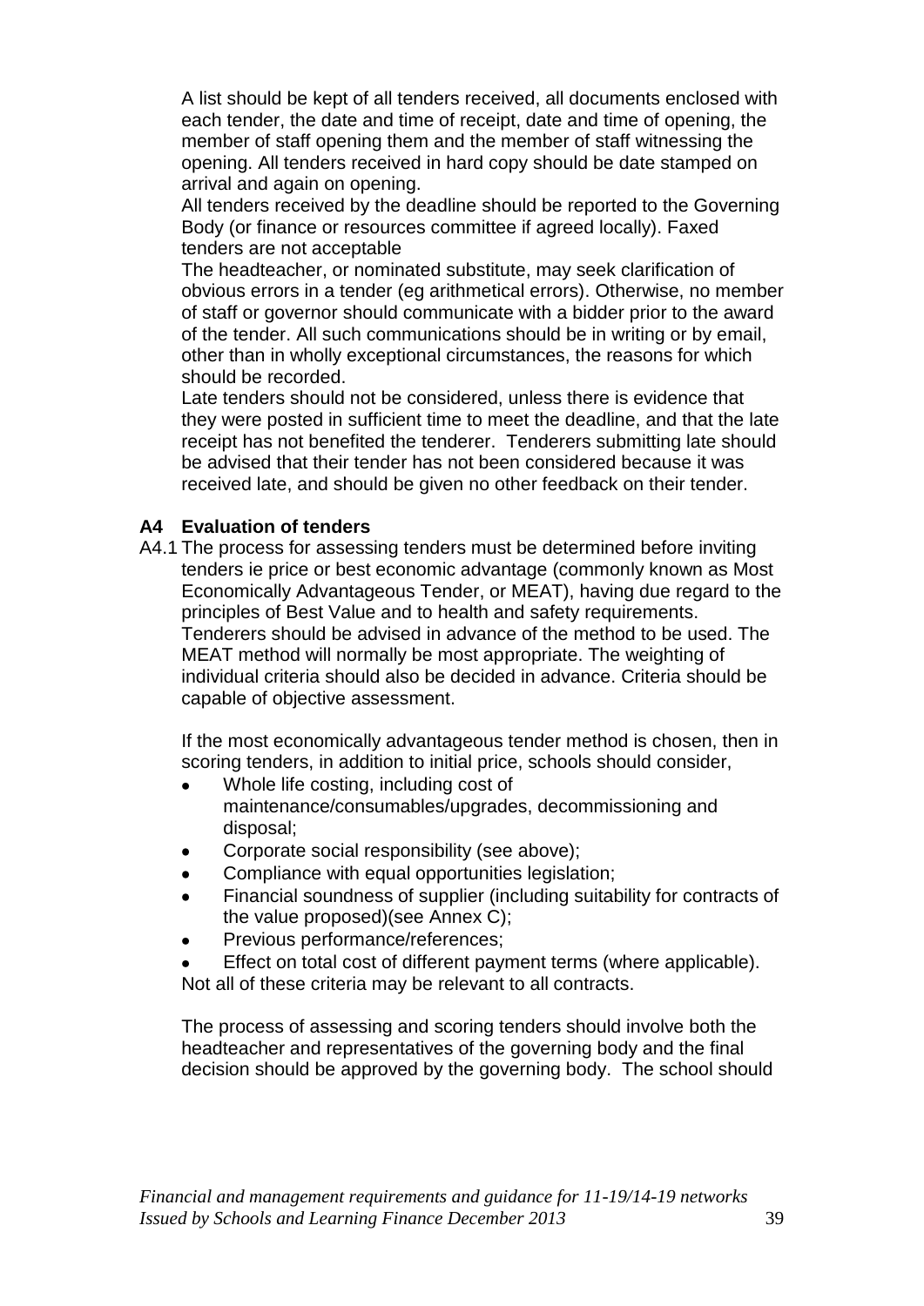A list should be kept of all tenders received, all documents enclosed with each tender, the date and time of receipt, date and time of opening, the member of staff opening them and the member of staff witnessing the opening. All tenders received in hard copy should be date stamped on arrival and again on opening.

All tenders received by the deadline should be reported to the Governing Body (or finance or resources committee if agreed locally). Faxed tenders are not acceptable

The headteacher, or nominated substitute, may seek clarification of obvious errors in a tender (eg arithmetical errors). Otherwise, no member of staff or governor should communicate with a bidder prior to the award of the tender. All such communications should be in writing or by email, other than in wholly exceptional circumstances, the reasons for which should be recorded.

Late tenders should not be considered, unless there is evidence that they were posted in sufficient time to meet the deadline, and that the late receipt has not benefited the tenderer. Tenderers submitting late should be advised that their tender has not been considered because it was received late, and should be given no other feedback on their tender.

**A4 Evaluation of tenders**

A4.1 The process for assessing tenders must be determined before inviting tenders ie price or best economic advantage (commonly known as Most Economically Advantageous Tender, or MEAT), having due regard to the principles of Best Value and to health and safety requirements. Tenderers should be advised in advance of the method to be used. The MEAT method will normally be most appropriate. The weighting of individual criteria should also be decided in advance. Criteria should be capable of objective assessment.

If the most economically advantageous tender method is chosen, then in scoring tenders, in addition to initial price, schools should consider,

- Whole life costing, including cost of maintenance/consumables/upgrades, decommissioning and disposal;
- Corporate social responsibility (see above);
- Compliance with equal opportunities legislation;
- Financial soundness of supplier (including suitability for contracts of the value proposed)(see Annex C);
- Previous performance/references;
- Effect on total cost of different payment terms (where applicable).

Not all of these criteria may be relevant to all contracts.

The process of assessing and scoring tenders should involve both the headteacher and representatives of the governing body and the final decision should be approved by the governing body. The school should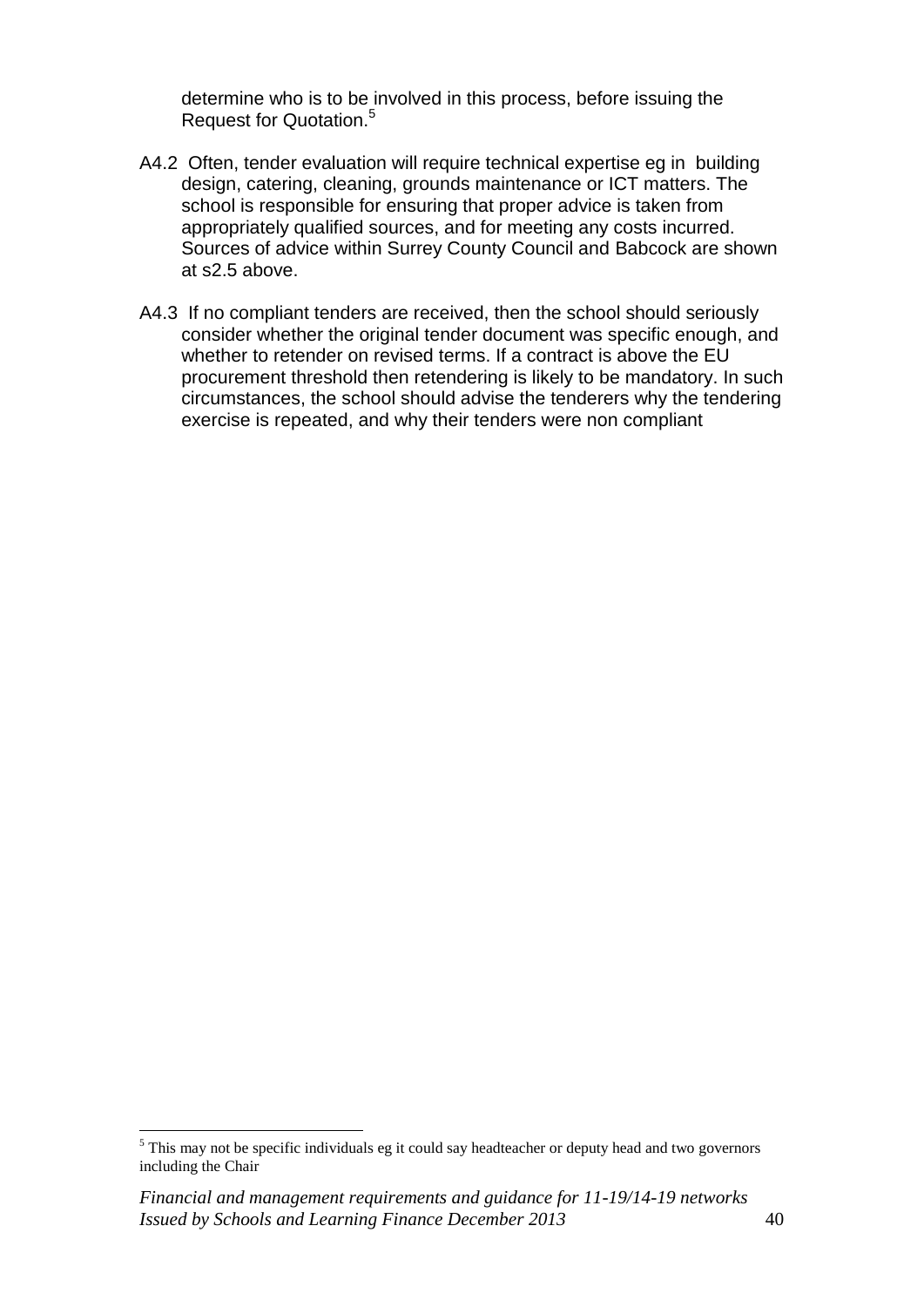determine who is to be involved in this process, before issuing the Request for Quotation.[5]

A4.2 Often, tender evaluation will require technical expertise eg in building design, catering, cleaning, grounds maintenance or ICT matters. The school is responsible for ensuring that proper advice is taken from appropriately qualified sources, and for meeting any costs incurred. Sources of advice within Surrey County Council and Babcock are shown at s2.5 above.

A4.3 If no compliant tenders are received, then the school should seriously consider whether the original tender document was specific enough, and whether to retender on revised terms. If a contract is above the EU procurement threshold then retendering is likely to be mandatory. In such circumstances, the school should advise the tenderers why the tendering exercise is repeated, and why their tenders were non compliant

[5] This may not be specific individuals eg it could say headteacher or deputy head and two governors including the Chair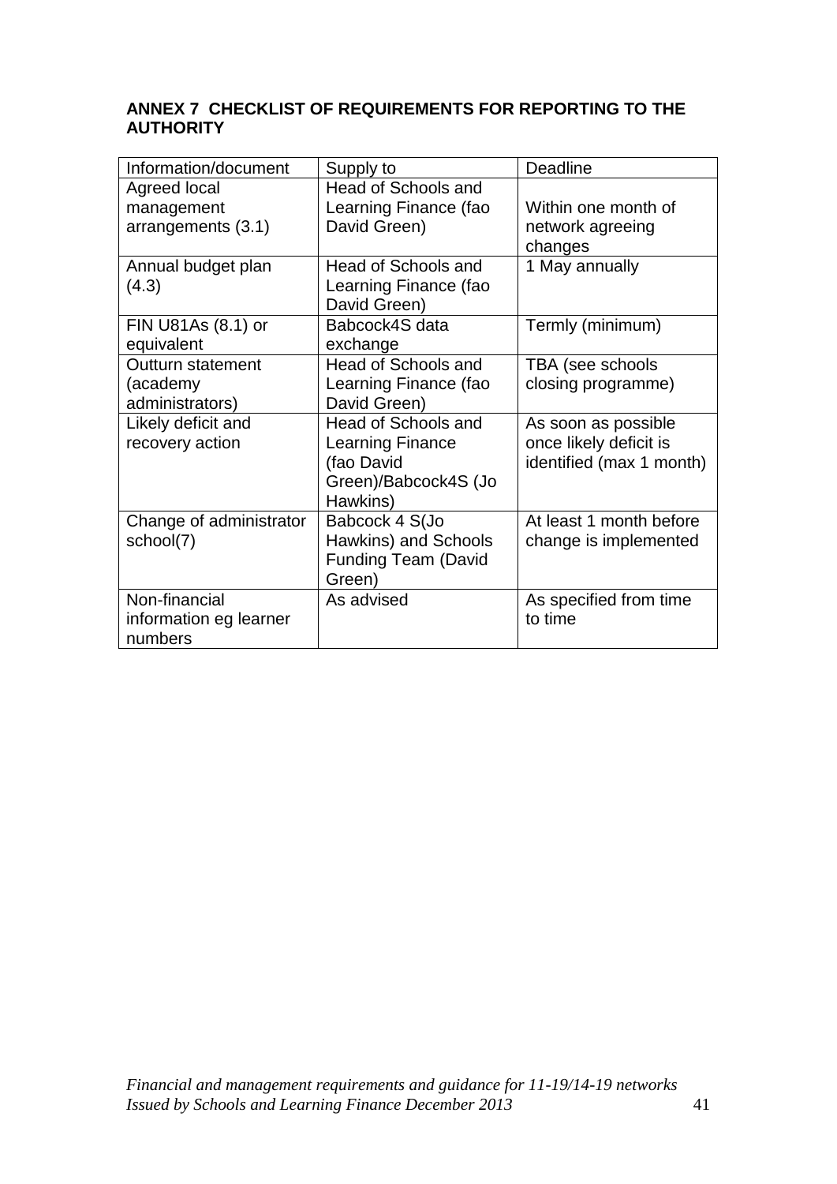## ANNEX 7 CHECKLIST OF REQUIREMENTS FOR REPORTING TO THE AUTHORITY

| Information/document | Supply to | Deadline |
|---|---|---|
| Agreed local management arrangements (3.1) | Head of Schools and Learning Finance (fao David Green) | Within one month of network agreeing changes |
| Annual budget plan (4.3) | Head of Schools and Learning Finance (fao David Green) | 1 May annually |
| FIN U81As (8.1) or equivalent | Babcock4S data exchange | Termly (minimum) |
| Outturn statement (academy administrators) | Head of Schools and Learning Finance (fao David Green) | TBA (see schools closing programme) |
| Likely deficit and recovery action | Head of Schools and Learning Finance (fao David Green)/Babcock4S (Jo Hawkins) | As soon as possible once likely deficit is identified (max 1 month) |
| Change of administrator school(7) | Babcock 4 S(Jo Hawkins) and Schools Funding Team (David Green) | At least 1 month before change is implemented |
| Non-financial information eg learner numbers | As advised | As specified from time to time |